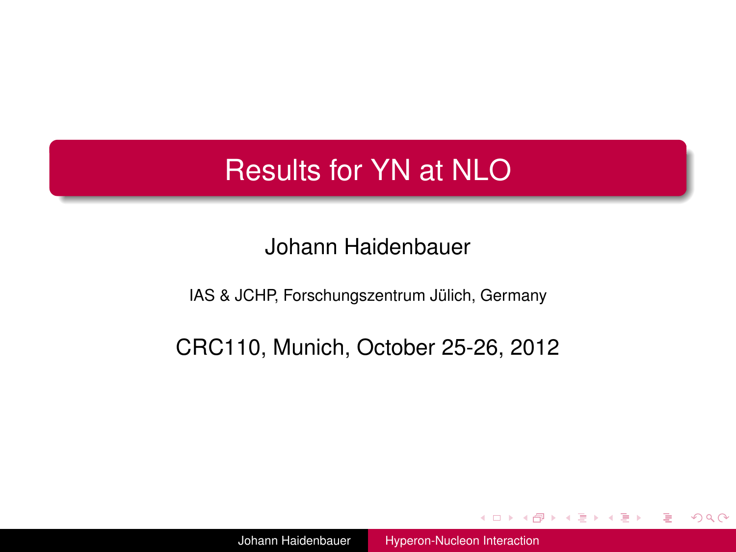# Results for YN at NLO

Johann Haidenbauer

IAS & JCHP, Forschungszentrum Jülich, Germany

CRC110, Munich, October 25-26, 2012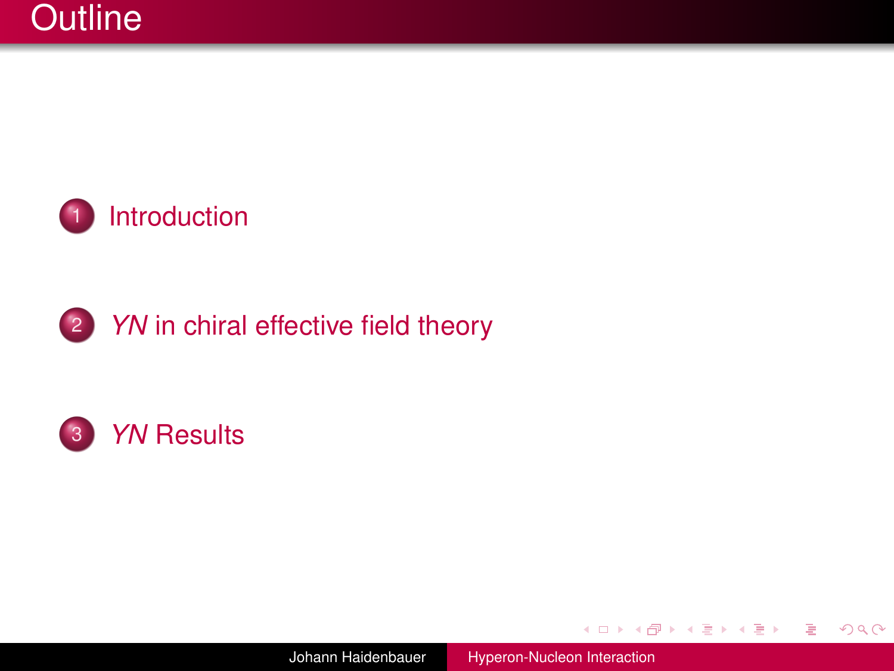# Outline

1. Introduction
2. *YN* in chiral effective field theory
3. *YN* Results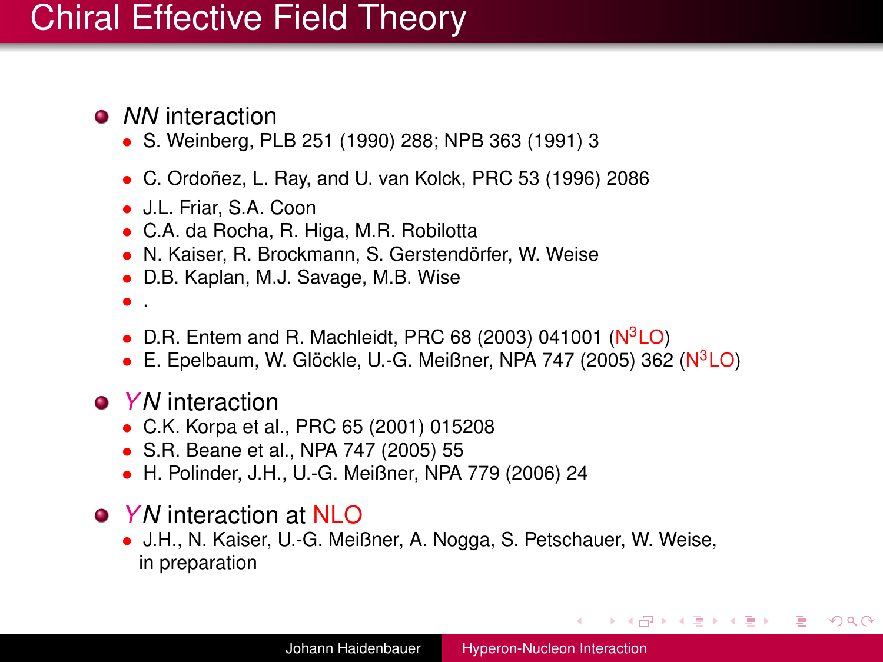# Chiral Effective Field Theory

- *NN* interaction
  - S. Weinberg, PLB 251 (1990) 288; NPB 363 (1991) 3
  - C. Ordoñez, L. Ray, and U. van Kolck, PRC 53 (1996) 2086
  - J.L. Friar, S.A. Coon
  - C.A. da Rocha, R. Higa, M.R. Robilotta
  - N. Kaiser, R. Brockmann, S. Gerstendörfer, W. Weise
  - D.B. Kaplan, M.J. Savage, M.B. Wise
  - .
  - D.R. Entem and R. Machleidt, PRC 68 (2003) 041001 ($N^3LO$)
  - E. Epelbaum, W. Glöckle, U.-G. Meißner, NPA 747 (2005) 362 ($N^3LO$)
- *YN* interaction
  - C.K. Korpa et al., PRC 65 (2001) 015208
  - S.R. Beane et al., NPA 747 (2005) 55
  - H. Polinder, J.H., U.-G. Meißner, NPA 779 (2006) 24
- *YN* interaction at NLO
  - J.H., N. Kaiser, U.-G. Meißner, A. Nogga, S. Petschauer, W. Weise, in preparation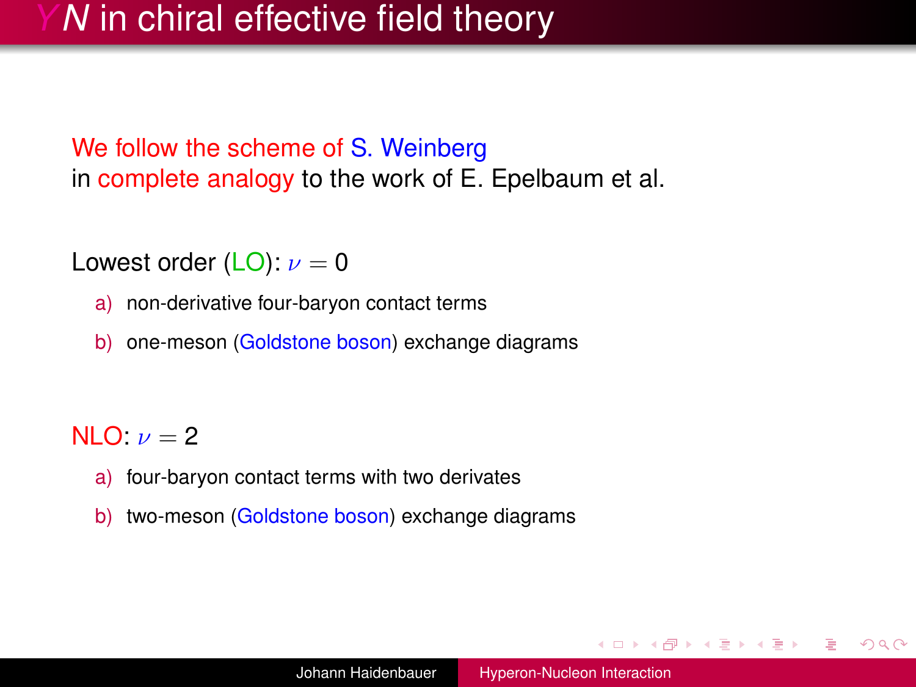# $YN$ in chiral effective field theory

We follow the scheme of S. Weinberg
in complete analogy to the work of E. Epelbaum et al.

Lowest order (LO): $\nu = 0$

a) non-derivative four-baryon contact terms

b) one-meson (Goldstone boson) exchange diagrams

NLO: $\nu = 2$

a) four-baryon contact terms with two derivates

b) two-meson (Goldstone boson) exchange diagrams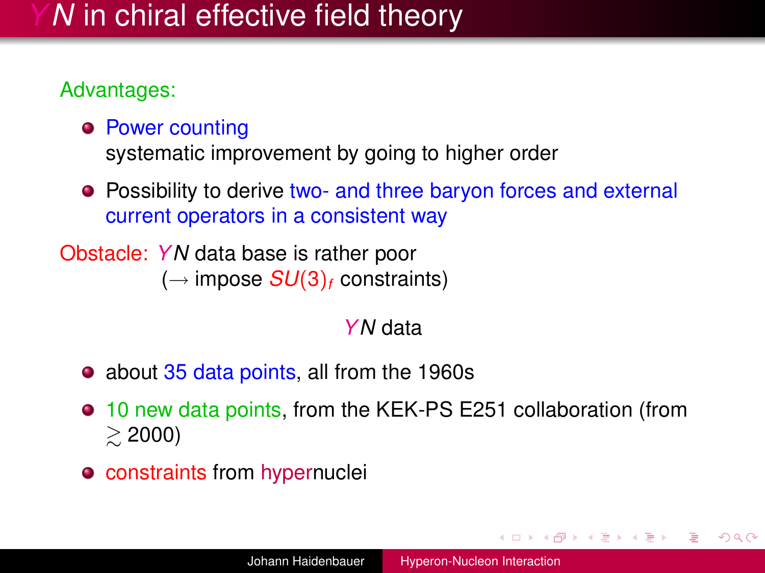# $YN$ in chiral effective field theory

Advantages:

- Power counting
  systematic improvement by going to higher order
- Possibility to derive two- and three baryon forces and external current operators in a consistent way

Obstacle: $YN$ data base is rather poor
($\rightarrow$ impose $SU(3)_f$ constraints)

## $YN$ data

- about 35 data points, all from the 1960s
- 10 new data points, from the KEK-PS E251 collaboration (from $\gtrsim$ 2000)
- constraints from hypernuclei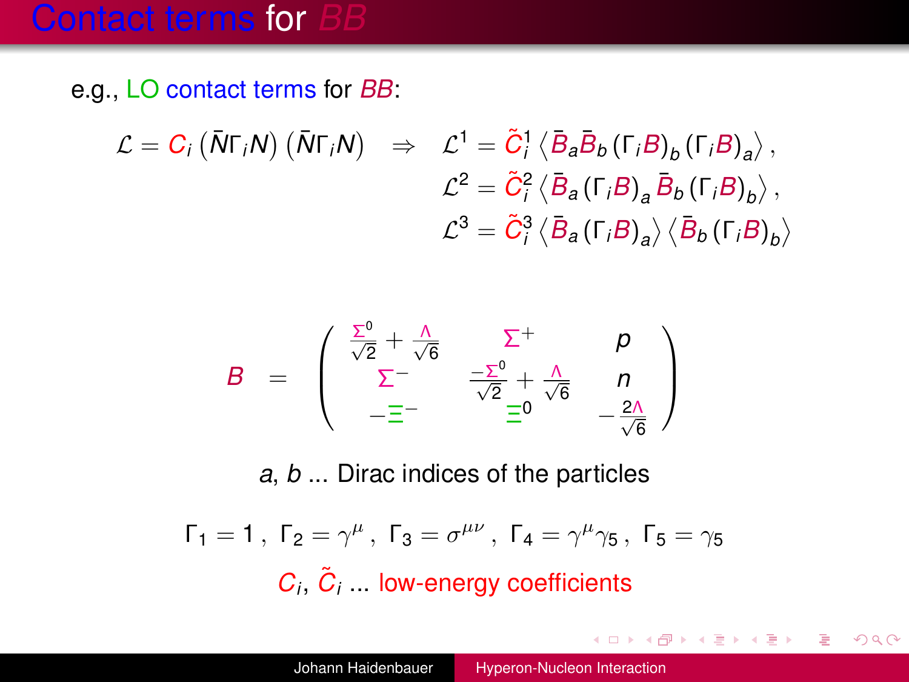# Contact terms for $BB$

e.g., LO contact terms for $BB$:

$$\mathcal{L} = C_i \left(\bar{N}\Gamma_i N\right)\left(\bar{N}\Gamma_i N\right) \quad \Rightarrow \quad \begin{aligned} \mathcal{L}^1 &= \tilde{C}_i^1 \left\langle \bar{B}_a \bar{B}_b \left(\Gamma_i B\right)_b \left(\Gamma_i B\right)_a \right\rangle , \\ \mathcal{L}^2 &= \tilde{C}_i^2 \left\langle \bar{B}_a \left(\Gamma_i B\right)_a \bar{B}_b \left(\Gamma_i B\right)_b \right\rangle , \\ \mathcal{L}^3 &= \tilde{C}_i^3 \left\langle \bar{B}_a \left(\Gamma_i B\right)_a \right\rangle \left\langle \bar{B}_b \left(\Gamma_i B\right)_b \right\rangle \end{aligned}$$

$$B = \begin{pmatrix} \frac{\Sigma^0}{\sqrt{2}} + \frac{\Lambda}{\sqrt{6}} & \Sigma^+ & p \\ \Sigma^- & \frac{-\Sigma^0}{\sqrt{2}} + \frac{\Lambda}{\sqrt{6}} & n \\ -\Xi^- & \Xi^0 & -\frac{2\Lambda}{\sqrt{6}} \end{pmatrix}$$

$a$, $b$ ... Dirac indices of the particles

$$\Gamma_1 = 1\,,\ \Gamma_2 = \gamma^\mu\,,\ \Gamma_3 = \sigma^{\mu\nu}\,,\ \Gamma_4 = \gamma^\mu\gamma_5\,,\ \Gamma_5 = \gamma_5$$

$C_i$, $\tilde{C}_i$ ... low-energy coefficients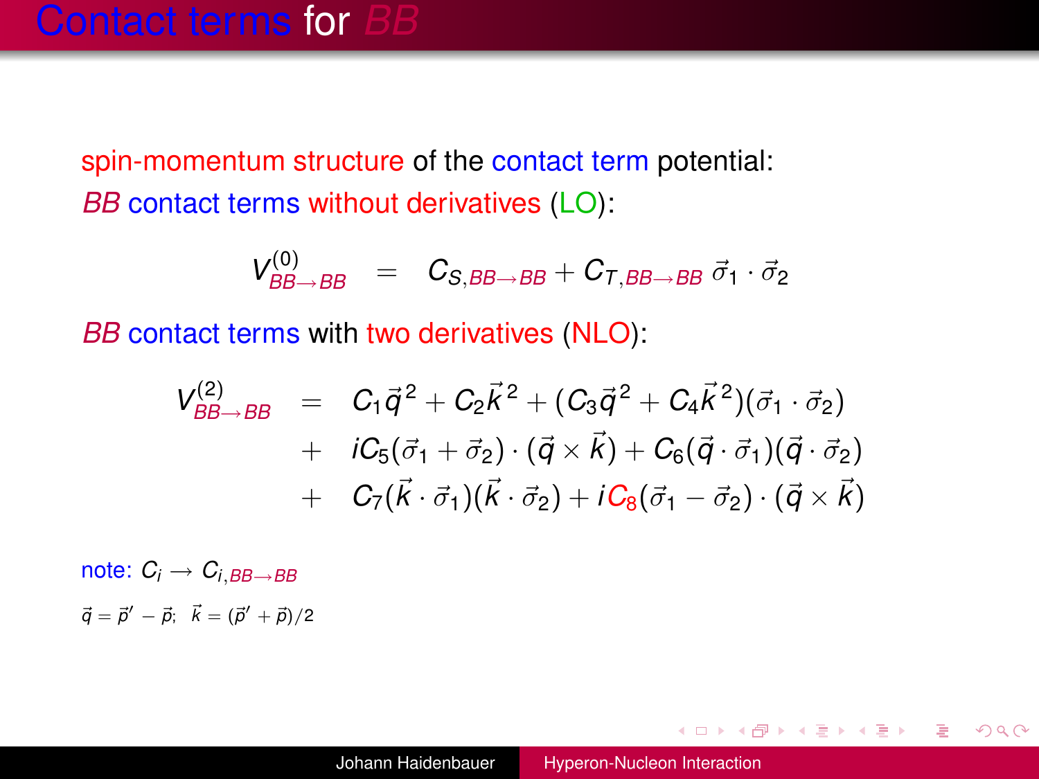# Contact terms for *BB*

spin-momentum structure of the contact term potential:

*BB* contact terms without derivatives (LO):

$$V^{(0)}_{BB\to BB} = C_{S,BB\to BB} + C_{T,BB\to BB}\, \vec{\sigma}_1 \cdot \vec{\sigma}_2$$

*BB* contact terms with two derivatives (NLO):

$$\begin{aligned}
V^{(2)}_{BB\to BB} &= C_1 \vec{q}^{\,2} + C_2 \vec{k}^{\,2} + (C_3 \vec{q}^{\,2} + C_4 \vec{k}^{\,2})(\vec{\sigma}_1 \cdot \vec{\sigma}_2) \\
&+ iC_5(\vec{\sigma}_1 + \vec{\sigma}_2) \cdot (\vec{q} \times \vec{k}) + C_6(\vec{q} \cdot \vec{\sigma}_1)(\vec{q} \cdot \vec{\sigma}_2) \\
&+ C_7(\vec{k} \cdot \vec{\sigma}_1)(\vec{k} \cdot \vec{\sigma}_2) + iC_8(\vec{\sigma}_1 - \vec{\sigma}_2) \cdot (\vec{q} \times \vec{k})
\end{aligned}$$

note: $C_i \to C_{i,BB\to BB}$

$\vec{q} = \vec{p}\,' - \vec{p}$; $\vec{k} = (\vec{p}\,' + \vec{p})/2$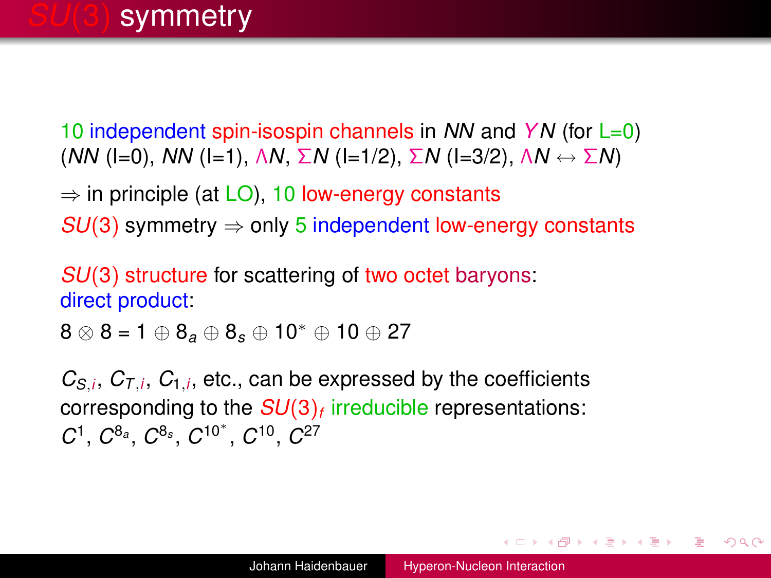# $SU(3)$ symmetry

10 independent spin-isospin channels in $NN$ and $YN$ (for L=0)
($NN$ (I=0), $NN$ (I=1), $\Lambda N$, $\Sigma N$ (I=1/2), $\Sigma N$ (I=3/2), $\Lambda N \leftrightarrow \Sigma N$)

$\Rightarrow$ in principle (at LO), 10 low-energy constants

$SU(3)$ symmetry $\Rightarrow$ only 5 independent low-energy constants

$SU(3)$ structure for scattering of two octet baryons:
direct product:

$8 \otimes 8 = 1 \oplus 8_a \oplus 8_s \oplus 10^* \oplus 10 \oplus 27$

$C_{S,i}$, $C_{T,i}$, $C_{1,i}$, etc., can be expressed by the coefficients corresponding to the $SU(3)_f$ irreducible representations:
$C^1$, $C^{8_a}$, $C^{8_s}$, $C^{10^*}$, $C^{10}$, $C^{27}$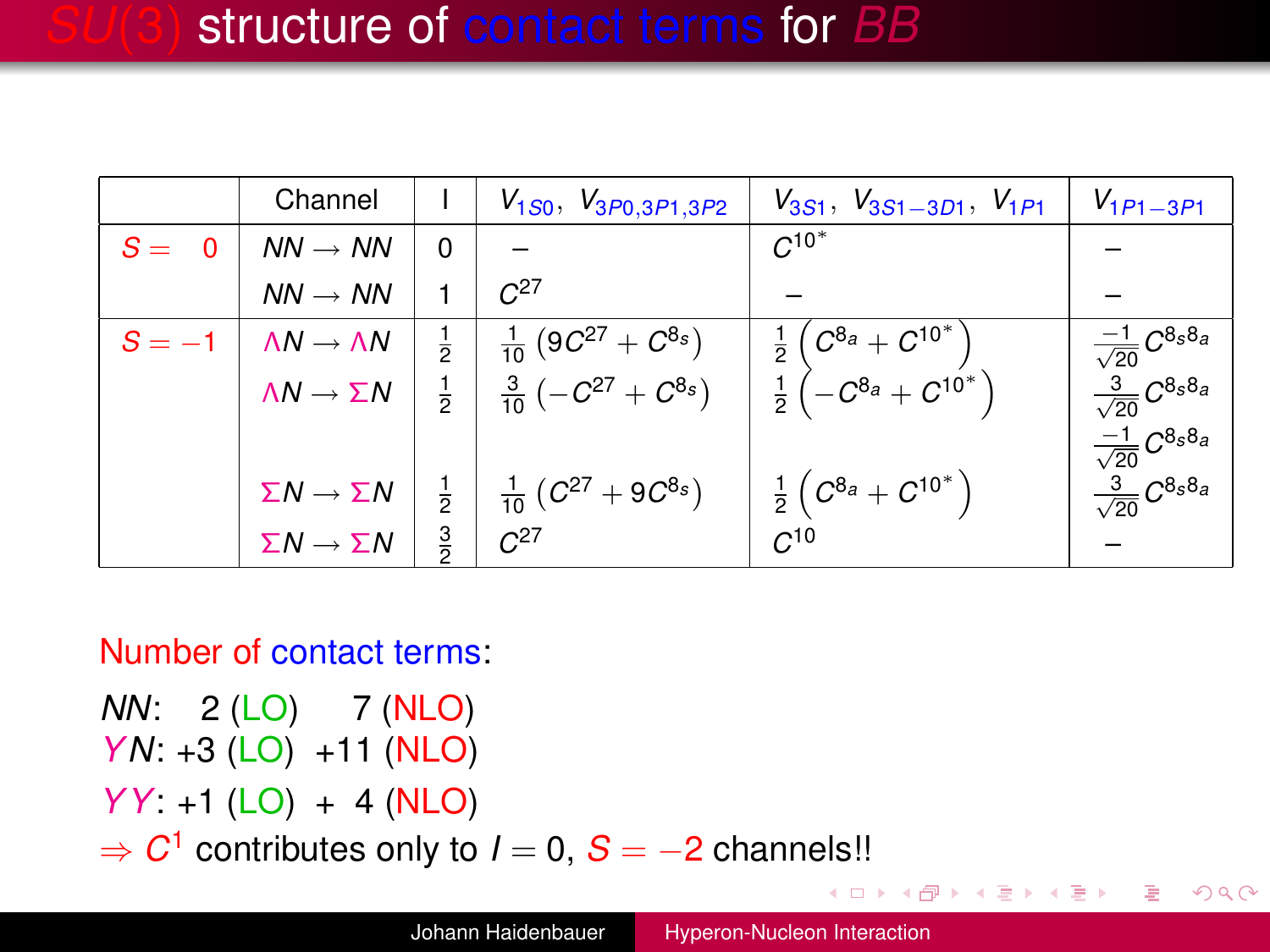# $SU(3)$ structure of contact terms for $BB$

| | Channel | I | $V_{1S0}$, $V_{3P0,3P1,3P2}$ | $V_{3S1}$, $V_{3S1-3D1}$, $V_{1P1}$ | $V_{1P1-3P1}$ |
|---|---|---|---|---|---|
| $S = \ 0$ | $NN \to NN$ | 0 | – | $C^{10^*}$ | – |
| | $NN \to NN$ | 1 | $C^{27}$ | – | – |
| $S = -1$ | $\Lambda N \to \Lambda N$ | $\frac{1}{2}$ | $\frac{1}{10}\left(9C^{27} + C^{8_s}\right)$ | $\frac{1}{2}\left(C^{8_a} + C^{10^*}\right)$ | $\frac{-1}{\sqrt{20}}C^{8_s8_a}$ |
| | $\Lambda N \to \Sigma N$ | $\frac{1}{2}$ | $\frac{3}{10}\left(-C^{27} + C^{8_s}\right)$ | $\frac{1}{2}\left(-C^{8_a} + C^{10^*}\right)$ | $\frac{3}{\sqrt{20}}C^{8_s8_a}$ |
| | | | | | $\frac{-1}{\sqrt{20}}C^{8_s8_a}$ |
| | $\Sigma N \to \Sigma N$ | $\frac{1}{2}$ | $\frac{1}{10}\left(C^{27} + 9C^{8_s}\right)$ | $\frac{1}{2}\left(C^{8_a} + C^{10^*}\right)$ | $\frac{3}{\sqrt{20}}C^{8_s8_a}$ |
| | $\Sigma N \to \Sigma N$ | $\frac{3}{2}$ | $C^{27}$ | $C^{10}$ | – |

Number of contact terms:

$NN$: 2 (LO) 7 (NLO)
$YN$: +3 (LO) +11 (NLO)

$YY$: +1 (LO) + 4 (NLO)

$\Rightarrow C^1$ contributes only to $I = 0$, $S = -2$ channels!!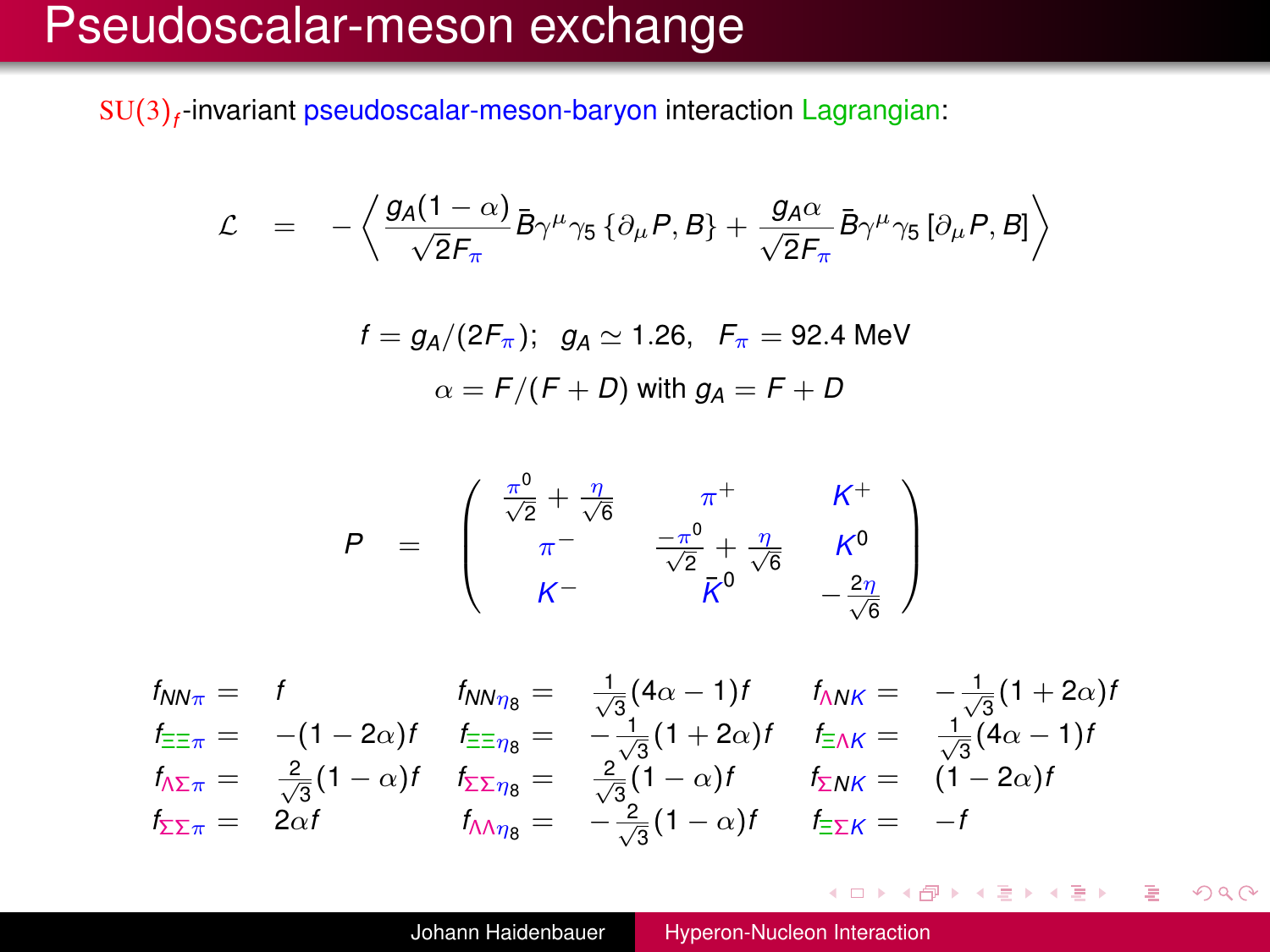# Pseudoscalar-meson exchange

$\mathrm{SU}(3)_f$-invariant pseudoscalar-meson-baryon interaction Lagrangian:

$$\mathcal{L} = -\left\langle \frac{g_A(1-\alpha)}{\sqrt{2}F_\pi}\bar{B}\gamma^\mu\gamma_5\{\partial_\mu P, B\} + \frac{g_A\alpha}{\sqrt{2}F_\pi}\bar{B}\gamma^\mu\gamma_5[\partial_\mu P, B]\right\rangle$$

$$f = g_A/(2F_\pi); \quad g_A \simeq 1.26, \quad F_\pi = 92.4 \text{ MeV}$$

$$\alpha = F/(F+D) \text{ with } g_A = F + D$$

$$P = \begin{pmatrix} \frac{\pi^0}{\sqrt{2}} + \frac{\eta}{\sqrt{6}} & \pi^+ & K^+ \\ \pi^- & \frac{-\pi^0}{\sqrt{2}} + \frac{\eta}{\sqrt{6}} & K^0 \\ K^- & \bar{K}^0 & -\frac{2\eta}{\sqrt{6}} \end{pmatrix}$$

$$\begin{aligned}
f_{NN\pi} &= f & f_{NN\eta_8} &= \tfrac{1}{\sqrt{3}}(4\alpha-1)f & f_{\Lambda NK} &= -\tfrac{1}{\sqrt{3}}(1+2\alpha)f \\
f_{\Xi\Xi\pi} &= -(1-2\alpha)f & f_{\Xi\Xi\eta_8} &= -\tfrac{1}{\sqrt{3}}(1+2\alpha)f & f_{\Xi\Lambda K} &= \tfrac{1}{\sqrt{3}}(4\alpha-1)f \\
f_{\Lambda\Sigma\pi} &= \tfrac{2}{\sqrt{3}}(1-\alpha)f & f_{\Sigma\Sigma\eta_8} &= \tfrac{2}{\sqrt{3}}(1-\alpha)f & f_{\Sigma NK} &= (1-2\alpha)f \\
f_{\Sigma\Sigma\pi} &= 2\alpha f & f_{\Lambda\Lambda\eta_8} &= -\tfrac{2}{\sqrt{3}}(1-\alpha)f & f_{\Xi\Sigma K} &= -f
\end{aligned}$$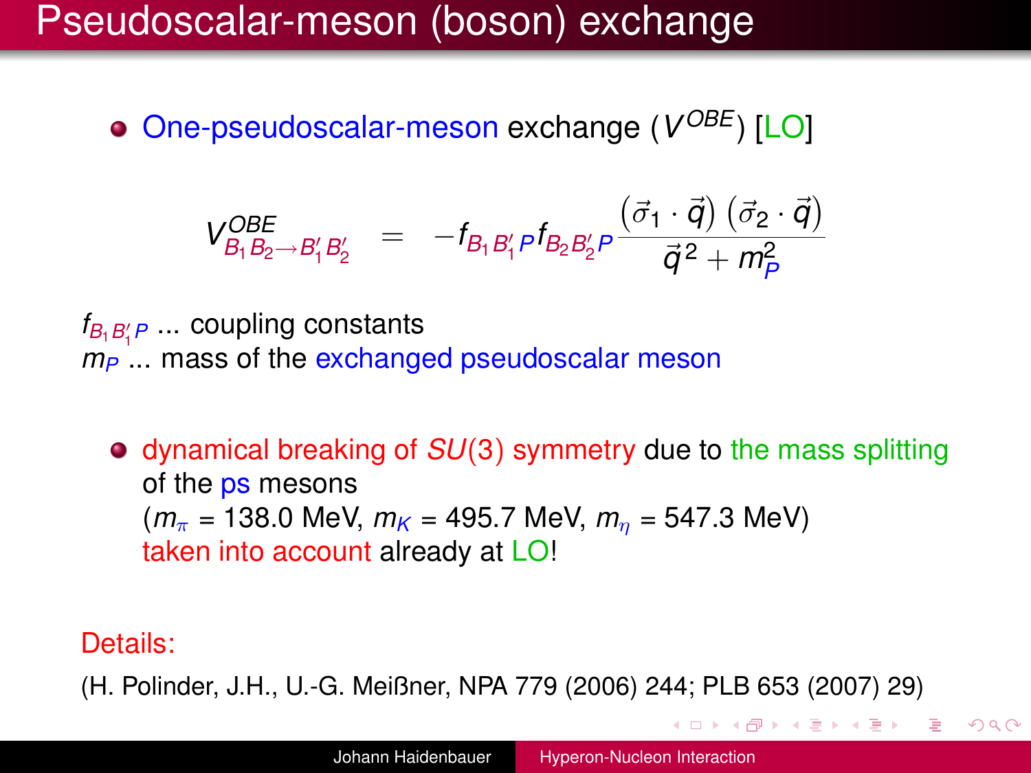# Pseudoscalar-meson (boson) exchange

- One-pseudoscalar-meson exchange ($V^{OBE}$) [LO]

$$V^{OBE}_{B_1 B_2 \to B_1' B_2'} = -f_{B_1 B_1' P} f_{B_2 B_2' P} \frac{(\vec{\sigma}_1 \cdot \vec{q})\,(\vec{\sigma}_2 \cdot \vec{q})}{\vec{q}^{\,2} + m_P^2}$$

$f_{B_1 B_1' P}$ ... coupling constants
$m_P$ ... mass of the exchanged pseudoscalar meson

- dynamical breaking of $SU(3)$ symmetry due to the mass splitting of the ps mesons ($m_\pi$ = 138.0 MeV, $m_K$ = 495.7 MeV, $m_\eta$ = 547.3 MeV) taken into account already at LO!

Details:

(H. Polinder, J.H., U.-G. Meißner, NPA 779 (2006) 244; PLB 653 (2007) 29)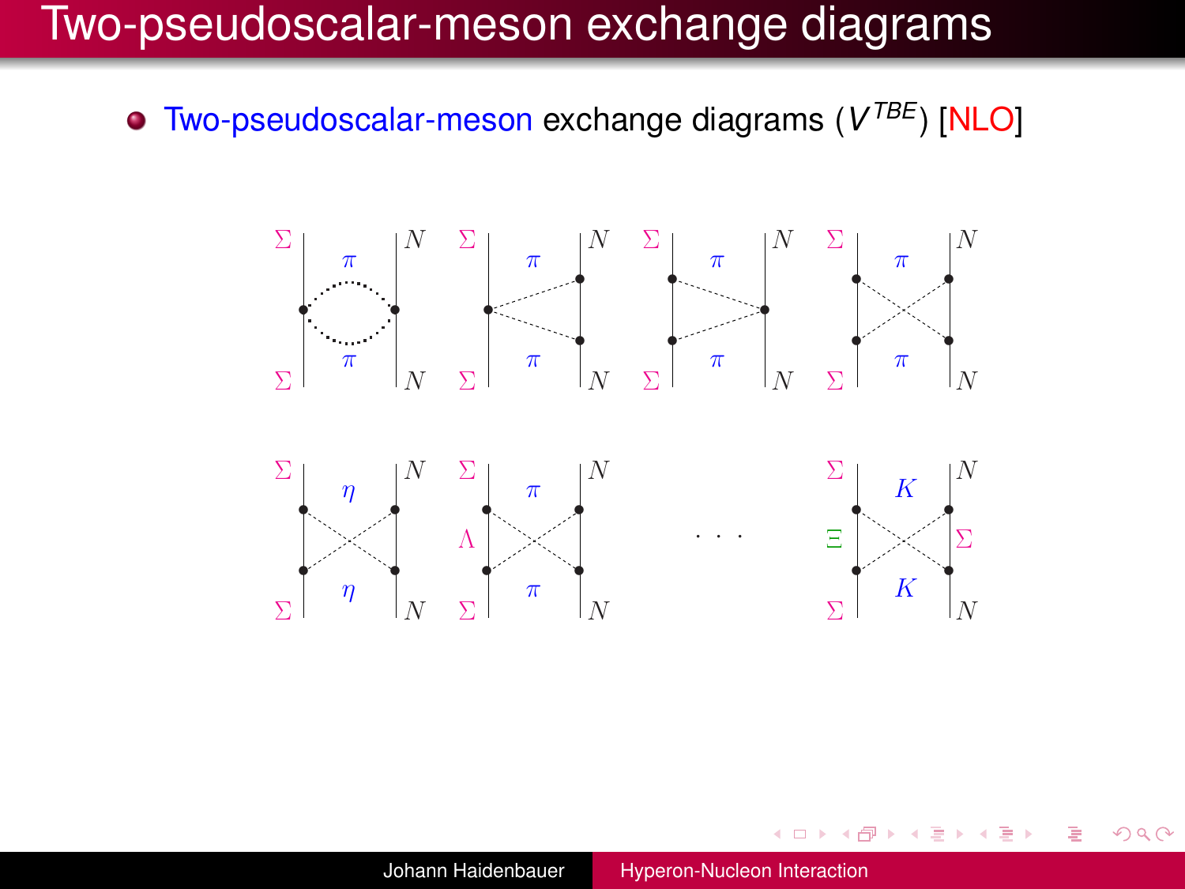# Two-pseudoscalar-meson exchange diagrams

- Two-pseudoscalar-meson exchange diagrams ($V^{TBE}$) [NLO]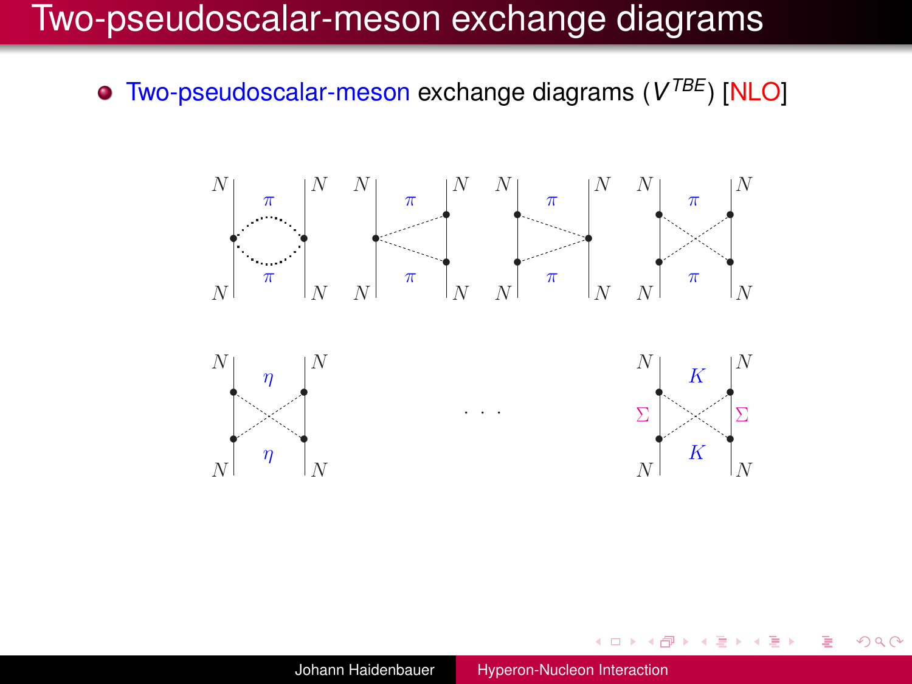# Two-pseudoscalar-meson exchange diagrams

- Two-pseudoscalar-meson exchange diagrams ($V^{TBE}$) [NLO]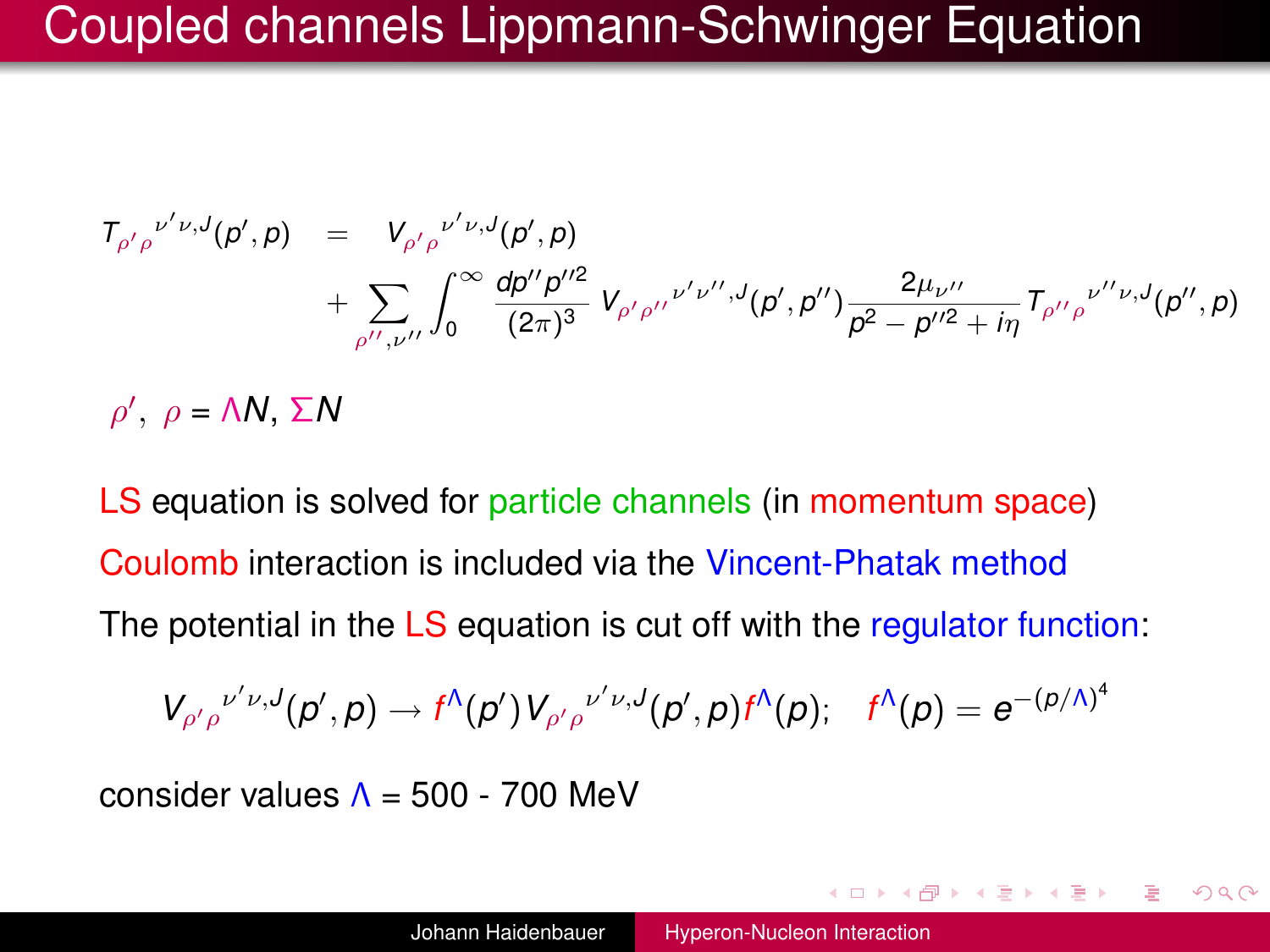# Coupled channels Lippmann-Schwinger Equation

$$
\begin{aligned}
T_{\rho'\rho}^{\nu'\nu,J}(p',p) &= V_{\rho'\rho}^{\nu'\nu,J}(p',p) \\
&+ \sum_{\rho'',\nu''} \int_0^\infty \frac{dp'' p''^2}{(2\pi)^3} V_{\rho'\rho''}^{\nu'\nu'',J}(p',p'') \frac{2\mu_{\nu''}}{p^2 - p''^2 + i\eta} T_{\rho''\rho}^{\nu''\nu,J}(p'',p)
\end{aligned}
$$

$\rho',\ \rho = \Lambda N,\ \Sigma N$

LS equation is solved for particle channels (in momentum space)

Coulomb interaction is included via the Vincent-Phatak method

The potential in the LS equation is cut off with the regulator function:

$$
V_{\rho'\rho}^{\nu'\nu,J}(p',p) \to f^{\Lambda}(p') V_{\rho'\rho}^{\nu'\nu,J}(p',p) f^{\Lambda}(p); \quad f^{\Lambda}(p) = e^{-(p/\Lambda)^4}
$$

consider values $\Lambda$ = 500 - 700 MeV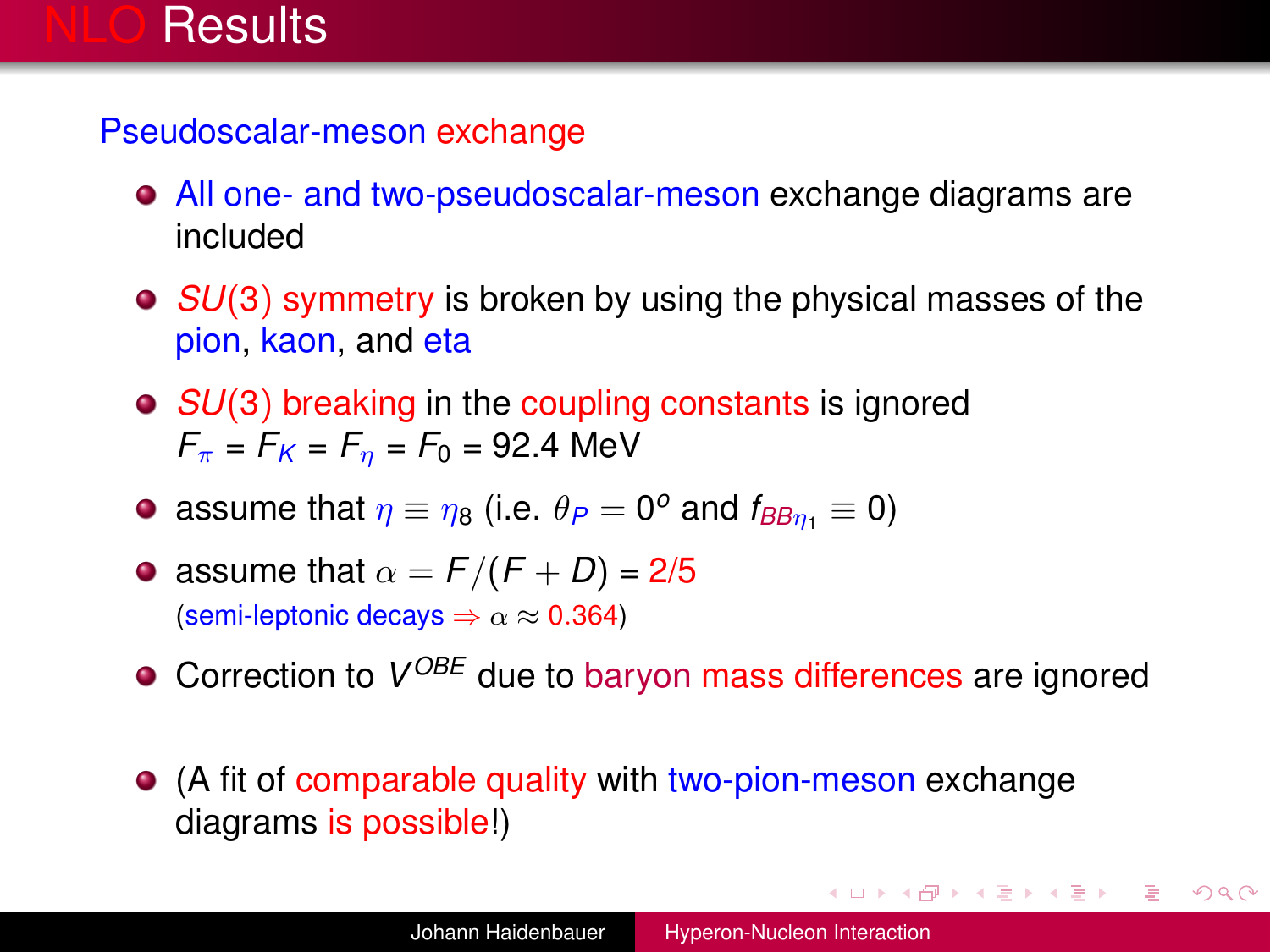# NLO Results

## Pseudoscalar-meson exchange

- All one- and two-pseudoscalar-meson exchange diagrams are included
- $SU(3)$ symmetry is broken by using the physical masses of the pion, kaon, and eta
- $SU(3)$ breaking in the coupling constants is ignored
  $F_\pi = F_K = F_\eta = F_0 = 92.4$ MeV
- assume that $\eta \equiv \eta_8$ (i.e. $\theta_P = 0^o$ and $f_{BB\eta_1} \equiv 0$)
- assume that $\alpha = F/(F+D) = 2/5$
  (semi-leptonic decays $\Rightarrow \alpha \approx 0.364$)
- Correction to $V^{OBE}$ due to baryon mass differences are ignored
- (A fit of comparable quality with two-pion-meson exchange diagrams is possible!)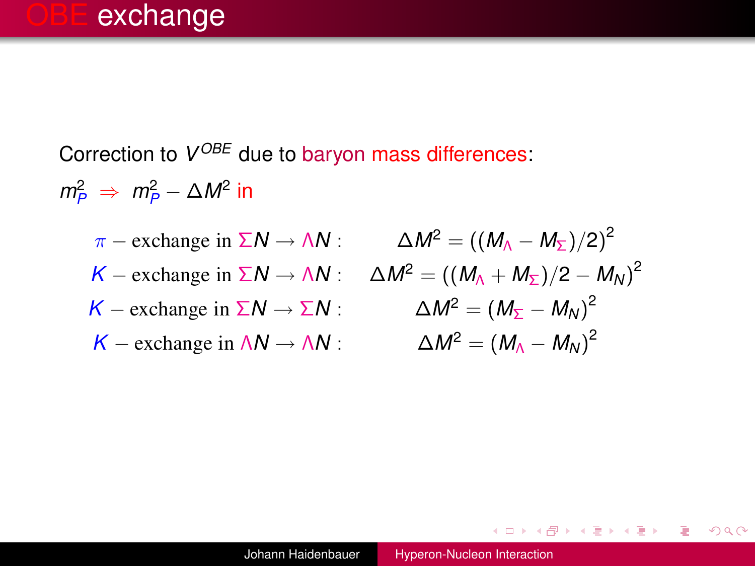# OBE exchange

Correction to $V^{OBE}$ due to baryon mass differences:

$m_P^2 \;\Rightarrow\; m_P^2 - \Delta M^2$ in

$$
\begin{aligned}
\pi - \text{exchange in } \Sigma N \to \Lambda N: &\quad \Delta M^2 = \left((M_\Lambda - M_\Sigma)/2\right)^2 \\
K - \text{exchange in } \Sigma N \to \Lambda N: &\quad \Delta M^2 = \left((M_\Lambda + M_\Sigma)/2 - M_N\right)^2 \\
K - \text{exchange in } \Sigma N \to \Sigma N: &\quad \Delta M^2 = \left(M_\Sigma - M_N\right)^2 \\
K - \text{exchange in } \Lambda N \to \Lambda N: &\quad \Delta M^2 = \left(M_\Lambda - M_N\right)^2
\end{aligned}
$$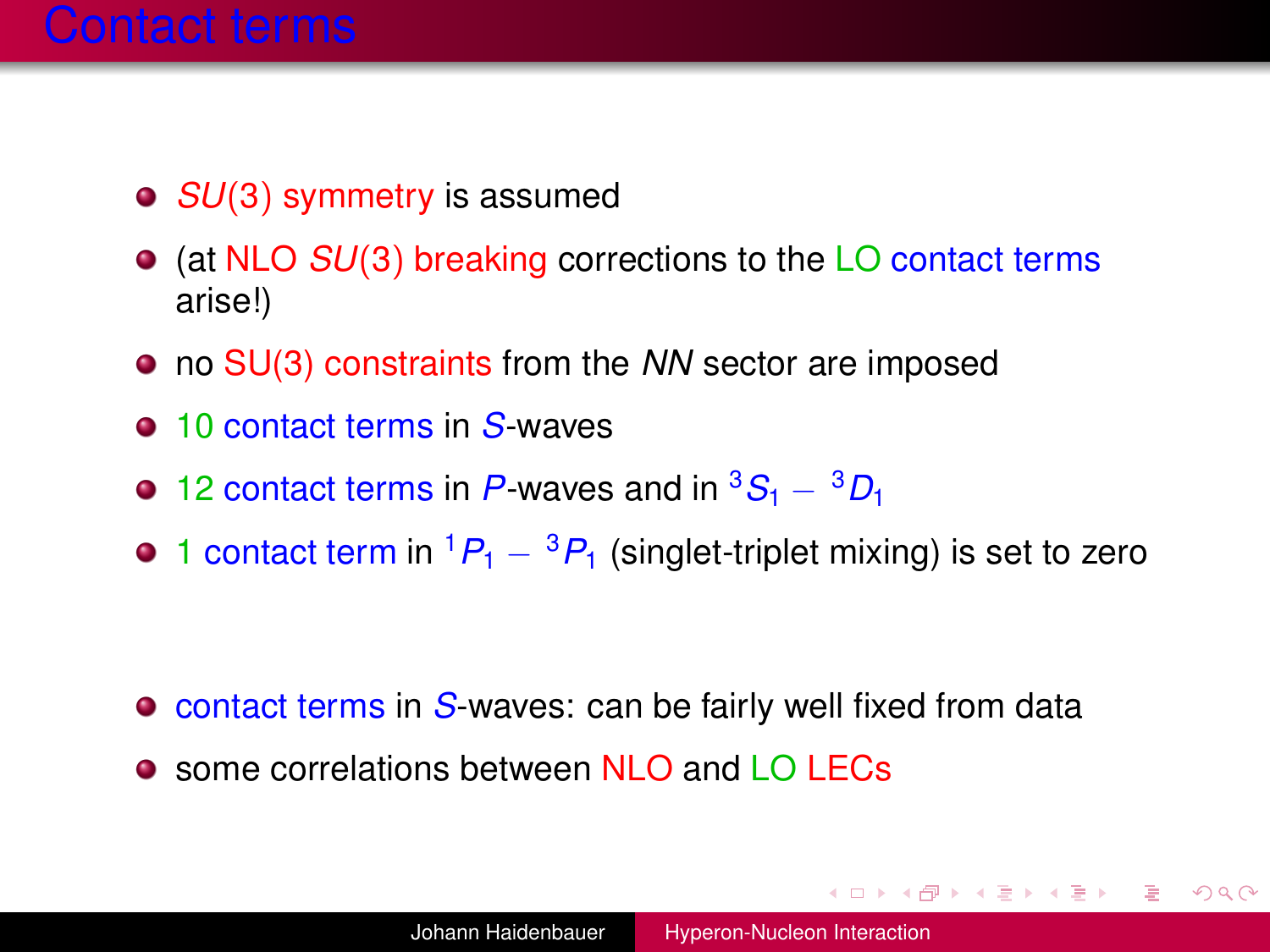# Contact terms

- $SU(3)$ symmetry is assumed
- (at NLO $SU(3)$ breaking corrections to the LO contact terms arise!)
- no SU(3) constraints from the $NN$ sector are imposed
- 10 contact terms in $S$-waves
- 12 contact terms in $P$-waves and in ${}^3S_1 - {}^3D_1$
- 1 contact term in ${}^1P_1 - {}^3P_1$ (singlet-triplet mixing) is set to zero

- contact terms in $S$-waves: can be fairly well fixed from data
- some correlations between NLO and LO LECs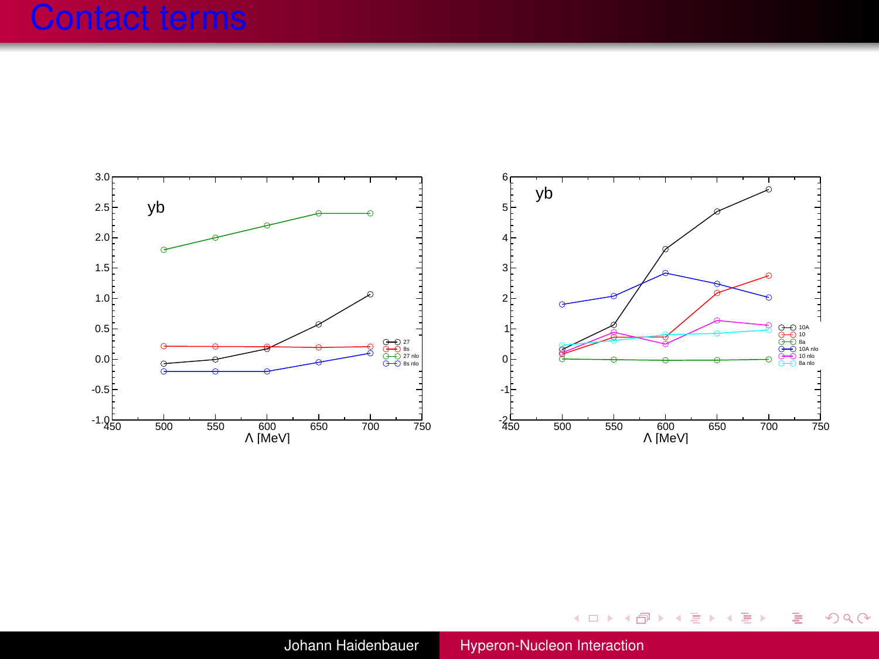# Contact terms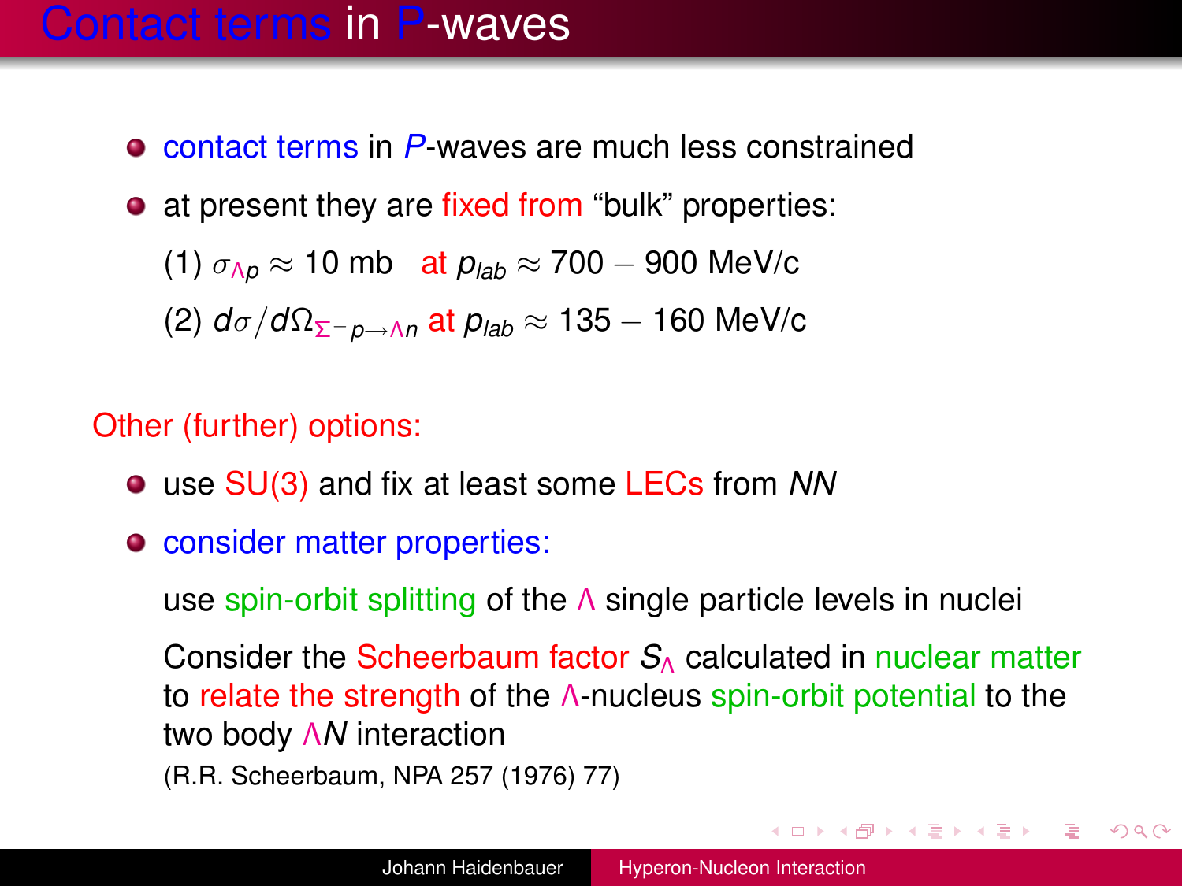# Contact terms in $P$-waves

- contact terms in $P$-waves are much less constrained
- at present they are fixed from "bulk" properties:

  (1) $\sigma_{\Lambda p} \approx 10$ mb at $p_{lab} \approx 700 - 900$ MeV/c

  (2) $d\sigma/d\Omega_{\Sigma^- p \to \Lambda n}$ at $p_{lab} \approx 135 - 160$ MeV/c

Other (further) options:

- use SU(3) and fix at least some LECs from $NN$
- consider matter properties:

  use spin-orbit splitting of the $\Lambda$ single particle levels in nuclei

  Consider the Scheerbaum factor $S_\Lambda$ calculated in nuclear matter to relate the strength of the $\Lambda$-nucleus spin-orbit potential to the two body $\Lambda N$ interaction

  (R.R. Scheerbaum, NPA 257 (1976) 77)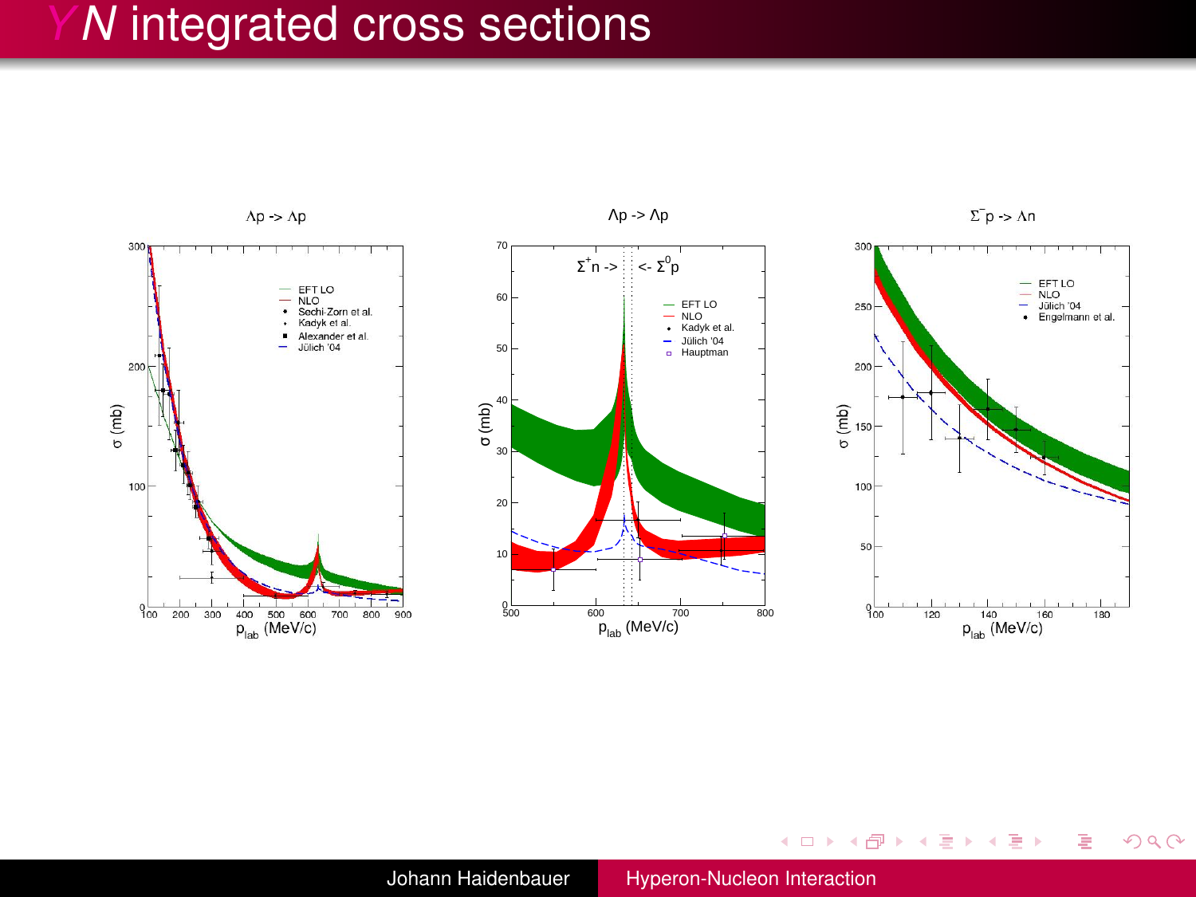# $YN$ integrated cross sections

$\Lambda p \to \Lambda p$

EFT LO
NLO
Sechi-Zorn et al.
Kadyk et al.
Alexander et al.
Jülich '04

$\sigma$ (mb)

$p_{lab}$ (MeV/c)

$\Lambda p \to \Lambda p$

$\Sigma^+ n \to$ $\leftarrow \Sigma^0 p$

EFT LO
NLO
Kadyk et al.
Jülich '04
Hauptman

$\sigma$ (mb)

$p_{lab}$ (MeV/c)

$\Sigma^- p \to \Lambda n$

EFT LO
NLO
Jülich '04
Engelmann et al.

$\sigma$ (mb)

$p_{lab}$ (MeV/c)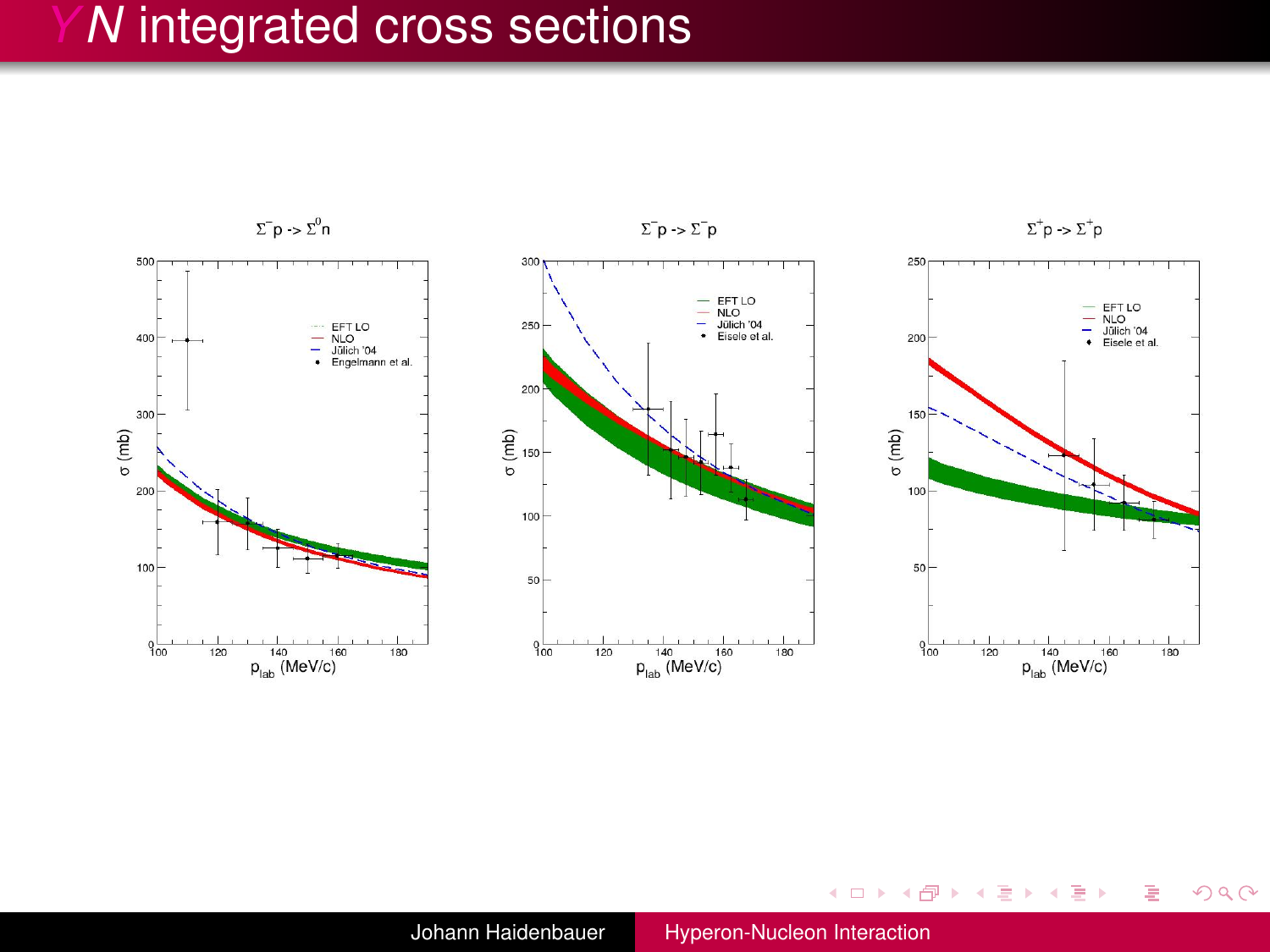# $YN$ integrated cross sections

$\Sigma^- p \to \Sigma^0 n$

EFT LO
NLO
Jülich '04
Engelmann et al.

$\sigma$ (mb)

$p_{lab}$ (MeV/c)

$\Sigma^- p \to \Sigma^- p$

EFT LO
NLO
Jülich '04
Eisele et al.

$\sigma$ (mb)

$p_{lab}$ (MeV/c)

$\Sigma^+ p \to \Sigma^+ p$

EFT LO
NLO
Jülich '04
Eisele et al.

$\sigma$ (mb)

$p_{lab}$ (MeV/c)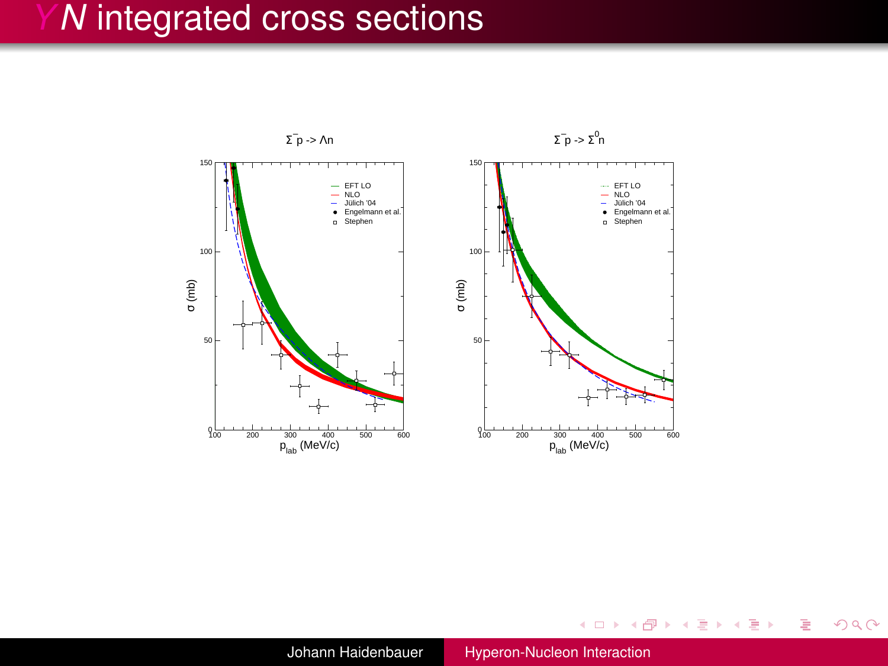# $YN$ integrated cross sections

$\Sigma^- p \to \Lambda n$

- EFT LO
- NLO
- Jülich '04
- Engelmann et al.
- Stephen

$\sigma$ (mb) vs. $p_{lab}$ (MeV/c)

$\Sigma^- p \to \Sigma^0 n$

- EFT LO
- NLO
- Jülich '04
- Engelmann et al.
- Stephen

$\sigma$ (mb) vs. $p_{lab}$ (MeV/c)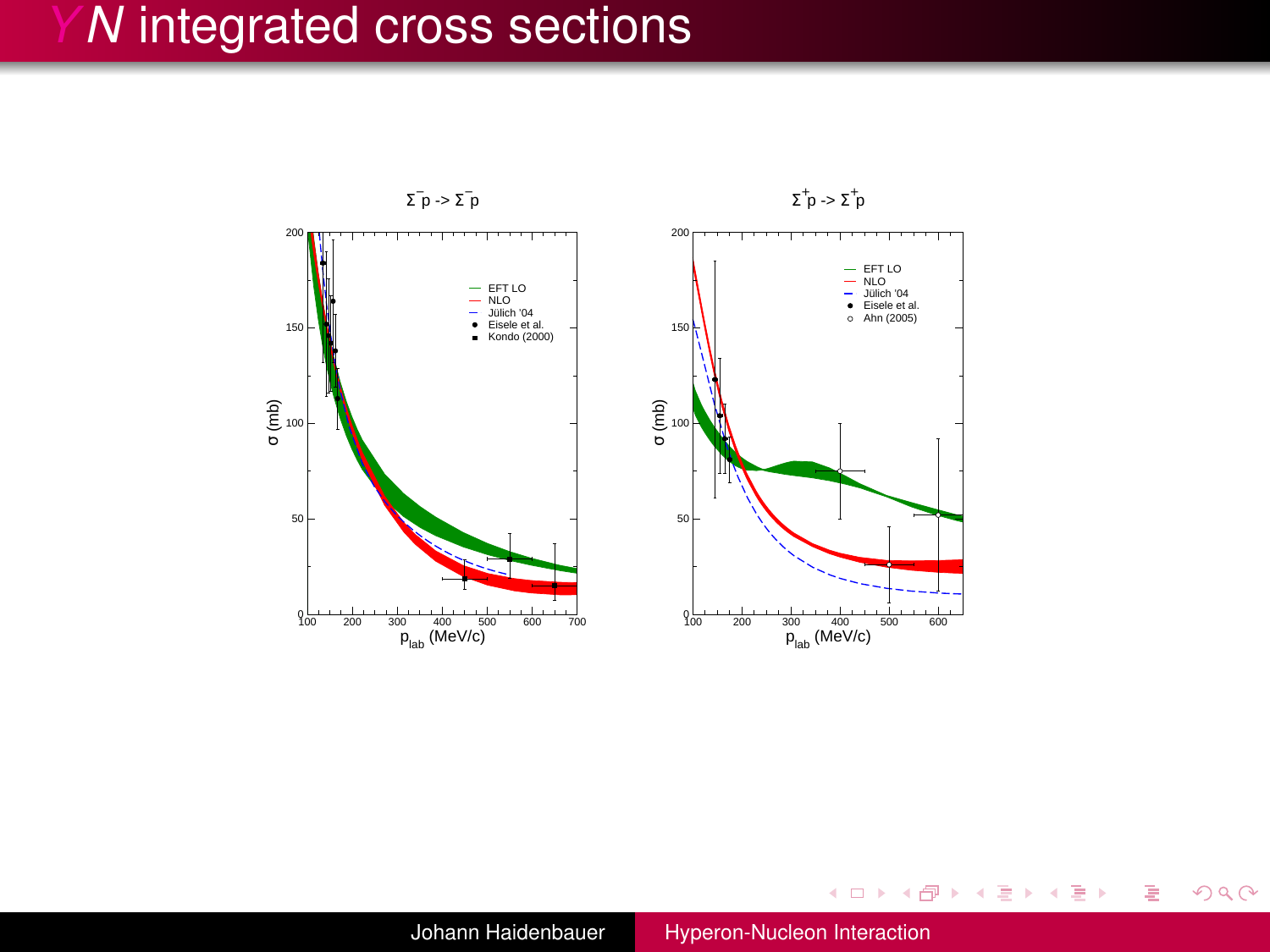# $YN$ integrated cross sections

$\Sigma^- p \to \Sigma^- p$

$\Sigma^+ p \to \Sigma^+ p$

- EFT LO
- NLO
- Jülich '04
- Eisele et al.
- Kondo (2000)
- Ahn (2005)

$\sigma$ (mb)

$p_{lab}$ (MeV/c)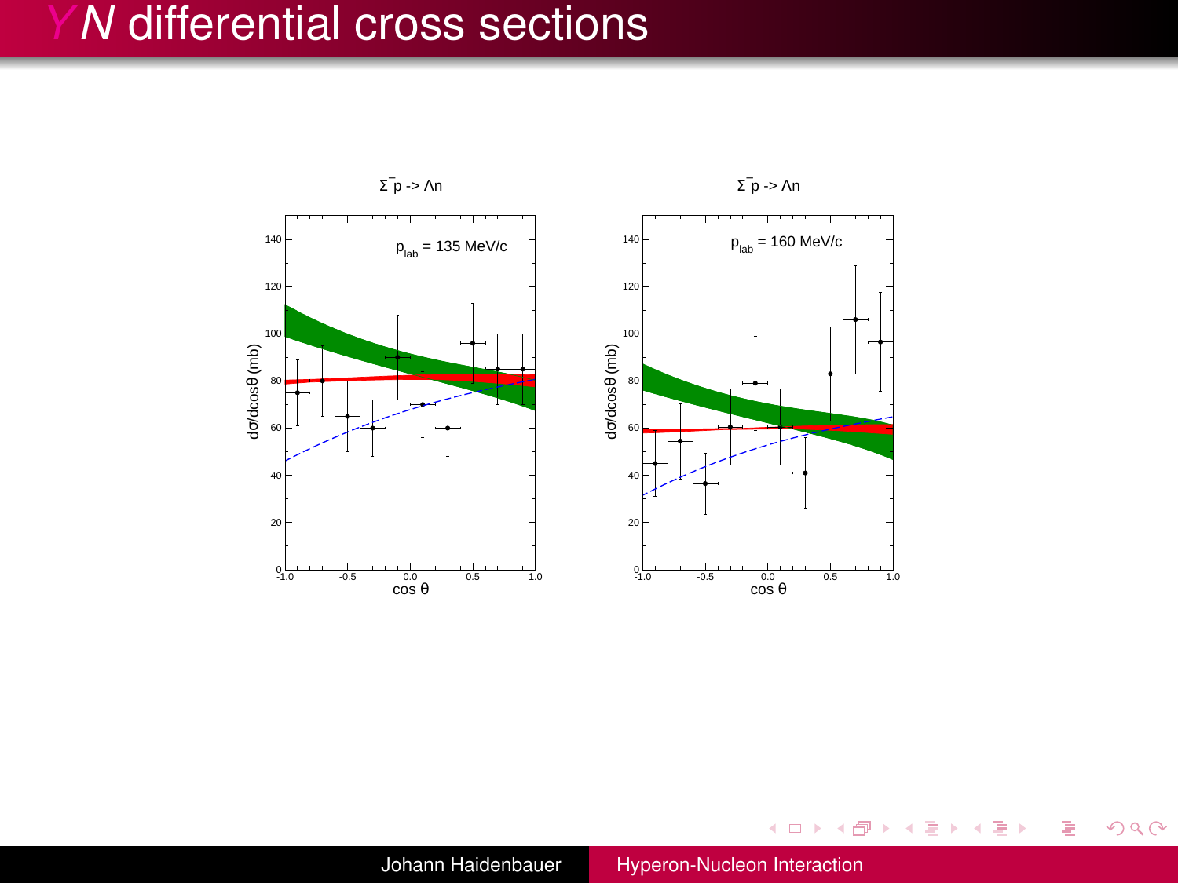# $YN$ differential cross sections

$\Sigma^- p \to \Lambda n$

$p_{lab}$ = 135 MeV/c

$\Sigma^- p \to \Lambda n$

$p_{lab}$ = 160 MeV/c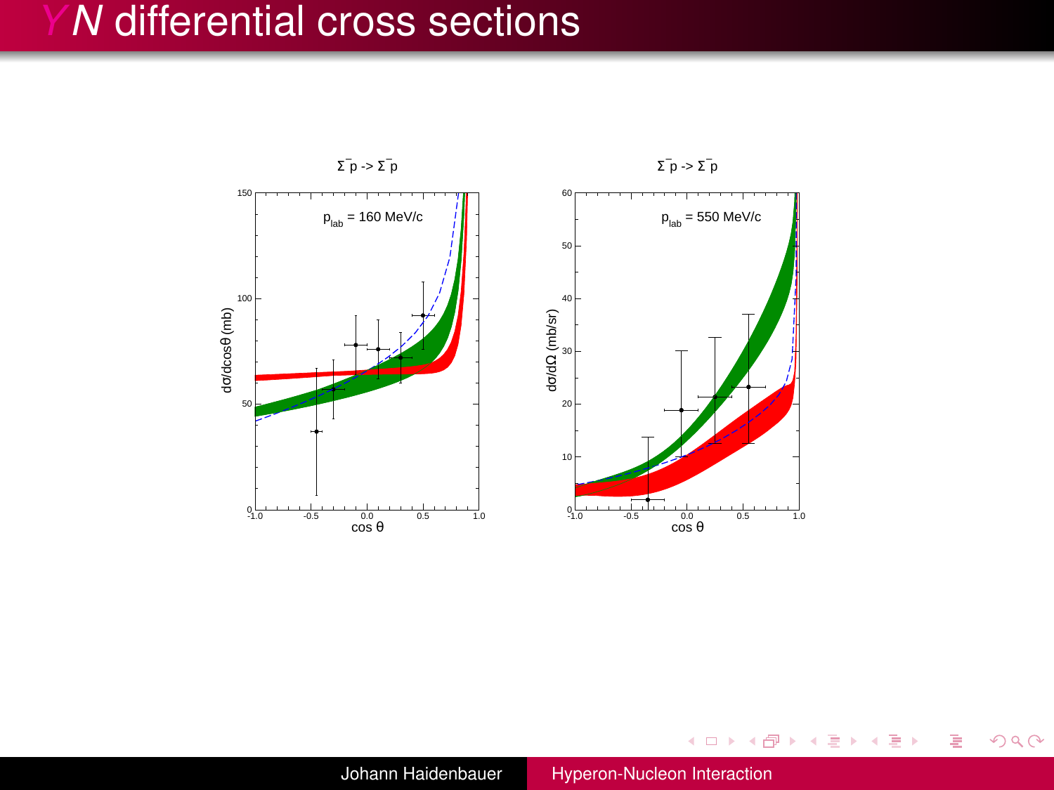# $YN$ differential cross sections

$\Sigma^- p \to \Sigma^- p$

$p_{lab}$ = 160 MeV/c

$\Sigma^- p \to \Sigma^- p$

$p_{lab}$ = 550 MeV/c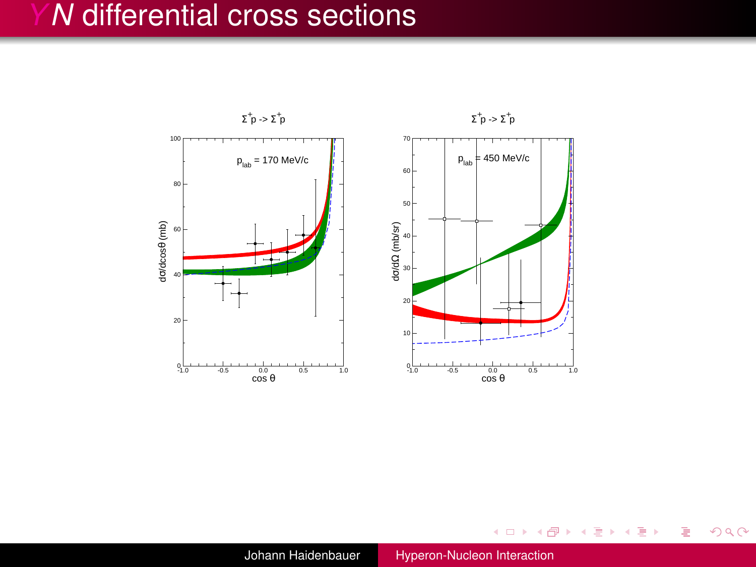# $YN$ differential cross sections

$\Sigma^+ p \to \Sigma^+ p$

$p_{lab}$ = 170 MeV/c

$\Sigma^+ p \to \Sigma^+ p$

$p_{lab}$ = 450 MeV/c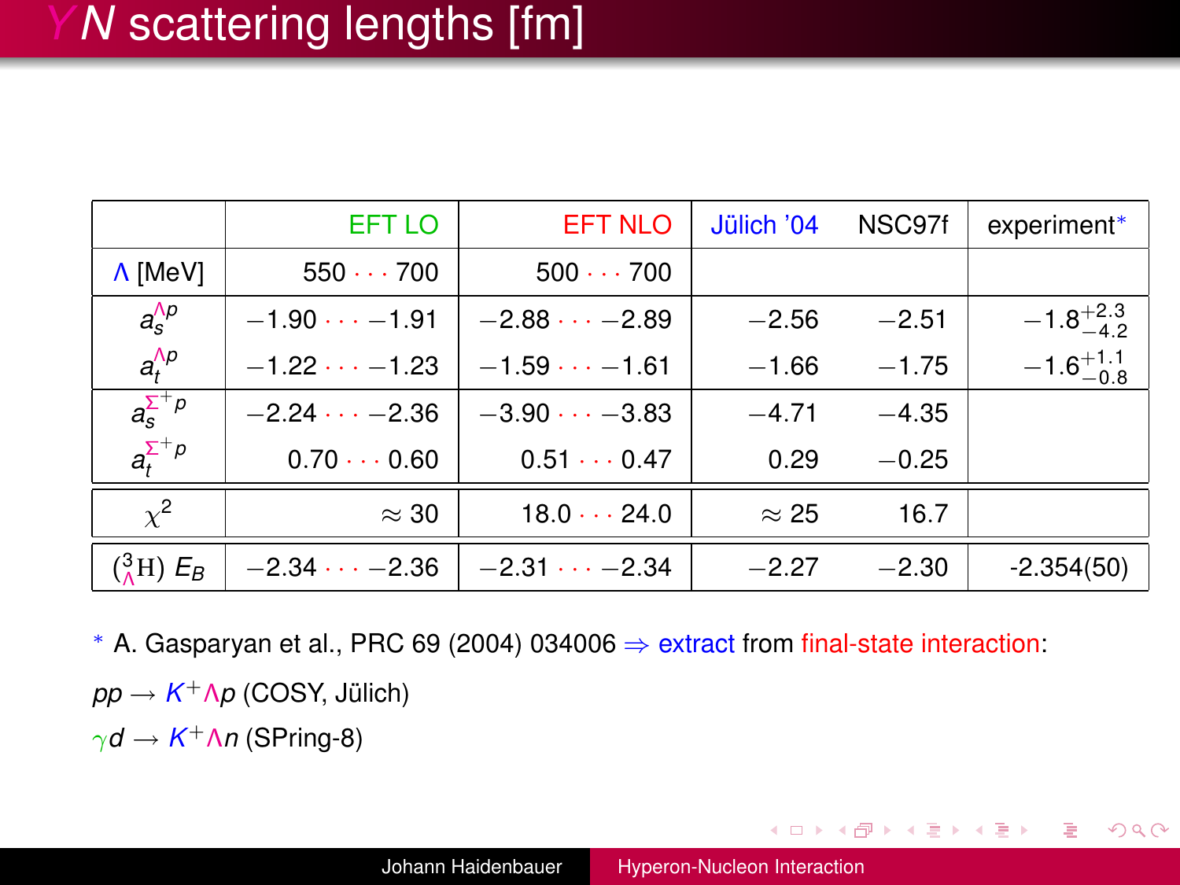# $YN$ scattering lengths [fm]

| | EFT LO | EFT NLO | Jülich '04 | NSC97f | experiment* |
|---|---|---|---|---|---|
| $\Lambda$ [MeV] | $550 \cdots 700$ | $500 \cdots 700$ | | | |
| $a_s^{\Lambda p}$ | $-1.90 \cdots -1.91$ | $-2.88 \cdots -2.89$ | $-2.56$ | $-2.51$ | $-1.8^{+2.3}_{-4.2}$ |
| $a_t^{\Lambda p}$ | $-1.22 \cdots -1.23$ | $-1.59 \cdots -1.61$ | $-1.66$ | $-1.75$ | $-1.6^{+1.1}_{-0.8}$ |
| $a_s^{\Sigma^+ p}$ | $-2.24 \cdots -2.36$ | $-3.90 \cdots -3.83$ | $-4.71$ | $-4.35$ | |
| $a_t^{\Sigma^+ p}$ | $0.70 \cdots 0.60$ | $0.51 \cdots 0.47$ | $0.29$ | $-0.25$ | |
| $\chi^2$ | $\approx 30$ | $18.0 \cdots 24.0$ | $\approx 25$ | $16.7$ | |
| $({}^3_\Lambda\mathrm{H})\ E_B$ | $-2.34 \cdots -2.36$ | $-2.31 \cdots -2.34$ | $-2.27$ | $-2.30$ | -2.354(50) |

\* A. Gasparyan et al., PRC 69 (2004) 034006 $\Rightarrow$ extract from final-state interaction:

$pp \to K^+\Lambda p$ (COSY, Jülich)

$\gamma d \to K^+\Lambda n$ (SPring-8)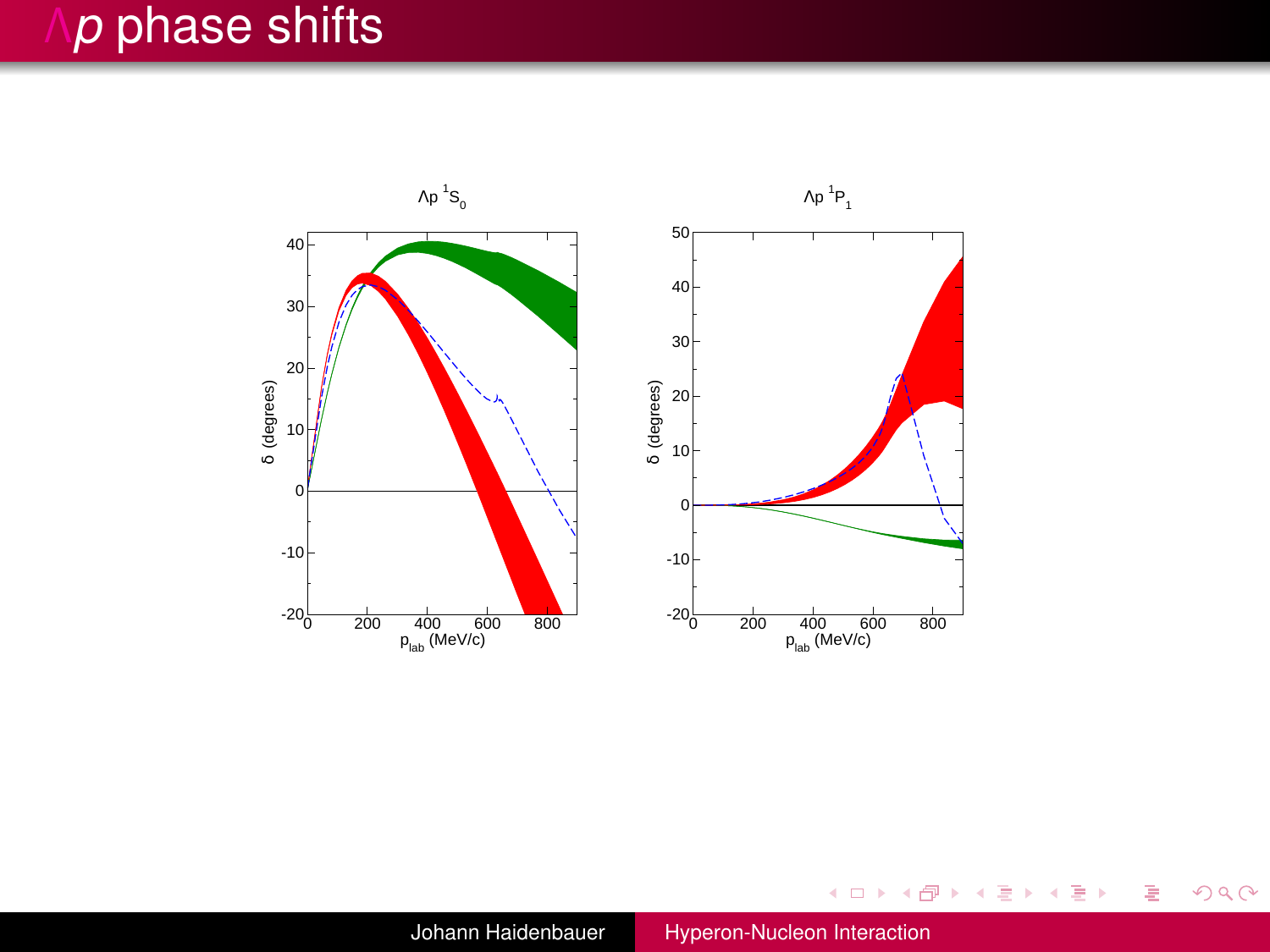# $\Lambda p$ phase shifts

$\Lambda p\ ^1S_0$

$\Lambda p\ ^1P_1$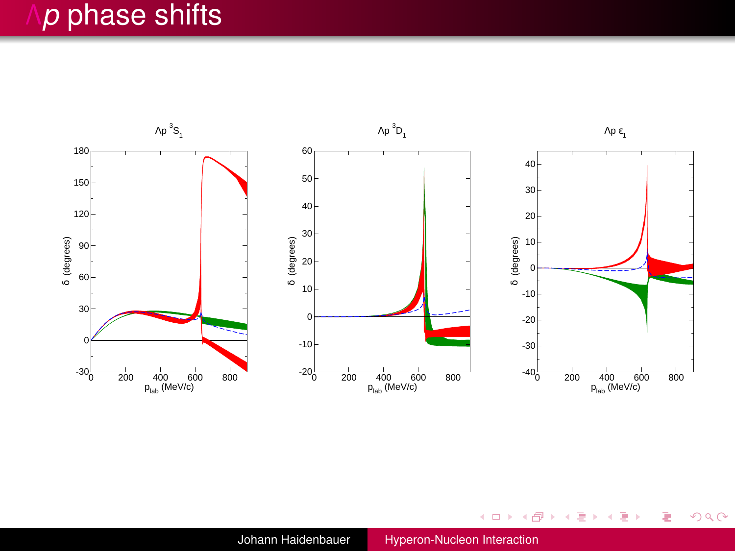# $\Lambda p$ phase shifts

$\Lambda p\ ^3S_1$

$\Lambda p\ ^3D_1$

$\Lambda p\ \varepsilon_1$

$\delta$ (degrees)

$p_{lab}$ (MeV/c)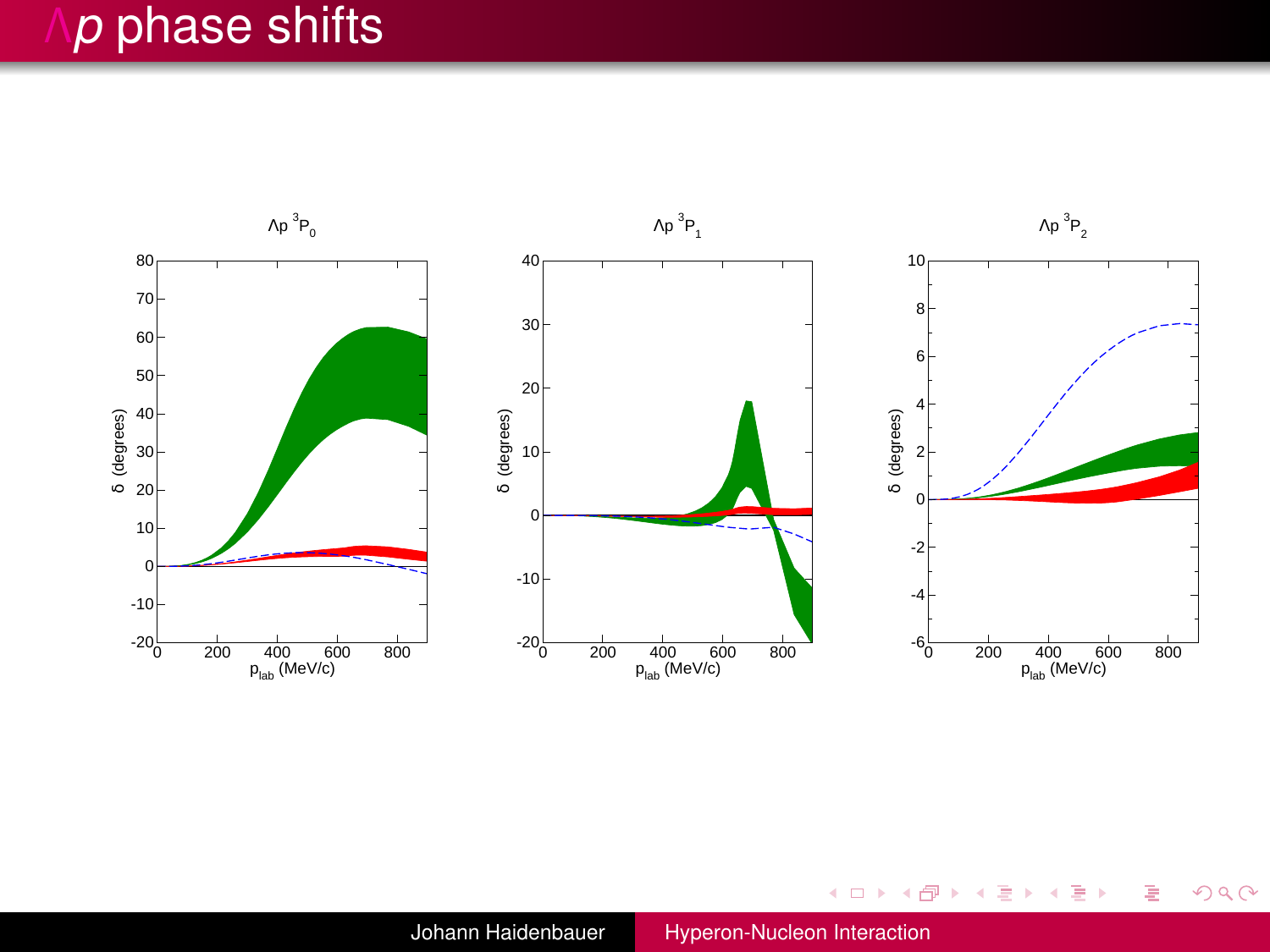# $\Lambda p$ phase shifts

$\Lambda p\ ^3P_0$

$\Lambda p\ ^3P_1$

$\Lambda p\ ^3P_2$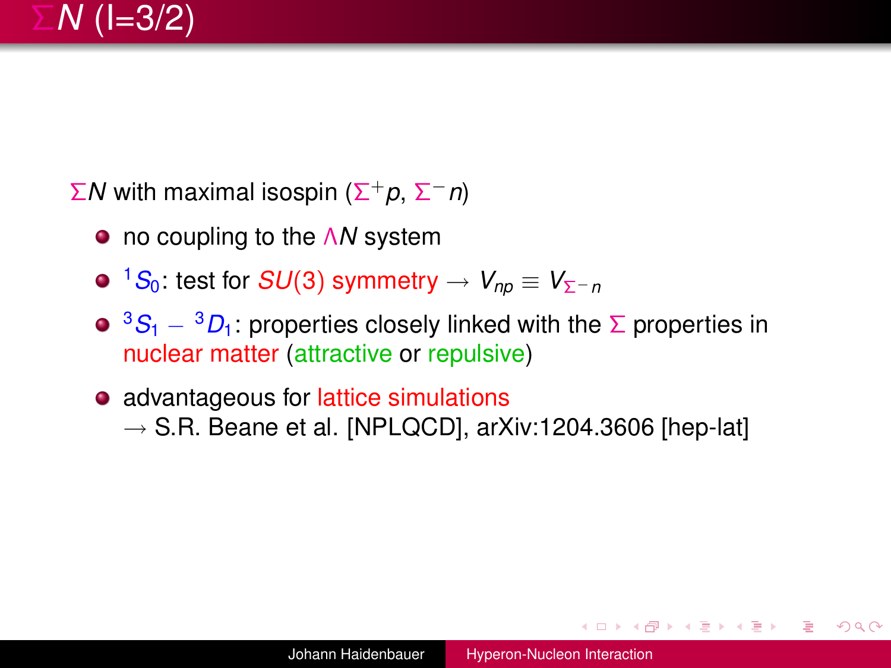# $\Sigma N$ (I=3/2)

$\Sigma N$ with maximal isospin ($\Sigma^+ p$, $\Sigma^- n$)

- no coupling to the $\Lambda N$ system
- $^1S_0$: test for $SU(3)$ symmetry $\rightarrow V_{np} \equiv V_{\Sigma^- n}$
- $^3S_1 - {}^3D_1$: properties closely linked with the $\Sigma$ properties in nuclear matter (attractive or repulsive)
- advantageous for lattice simulations
  $\rightarrow$ S.R. Beane et al. [NPLQCD], arXiv:1204.3606 [hep-lat]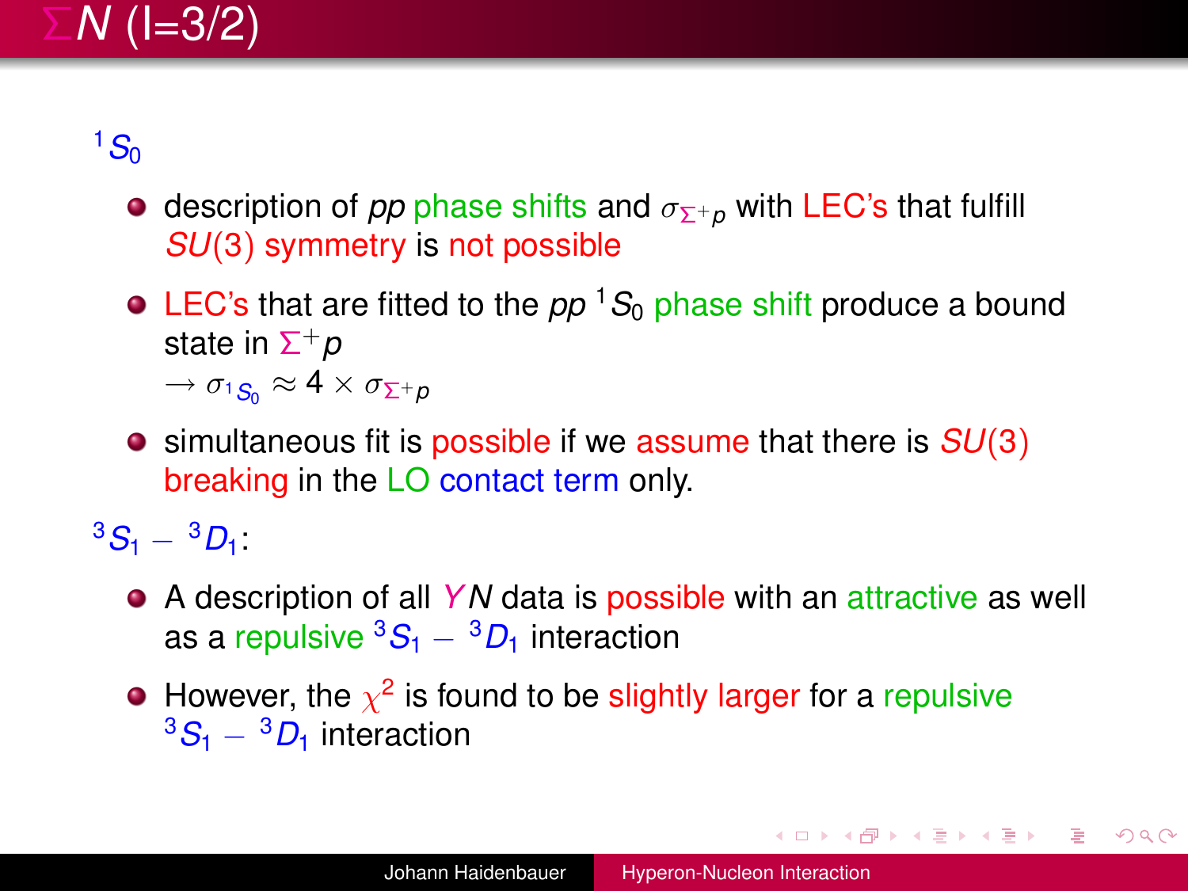# $\Sigma N$ (I=3/2)

$^1S_0$

- description of $pp$ phase shifts and $\sigma_{\Sigma^+p}$ with LEC's that fulfill $SU(3)$ symmetry is not possible
- LEC's that are fitted to the $pp$ $^1S_0$ phase shift produce a bound state in $\Sigma^+p$
  $\rightarrow \sigma_{^1S_0} \approx 4 \times \sigma_{\Sigma^+p}$
- simultaneous fit is possible if we assume that there is $SU(3)$ breaking in the LO contact term only.

$^3S_1 - {}^3D_1$:

- A description of all $YN$ data is possible with an attractive as well as a repulsive $^3S_1 - {}^3D_1$ interaction
- However, the $\chi^2$ is found to be slightly larger for a repulsive $^3S_1 - {}^3D_1$ interaction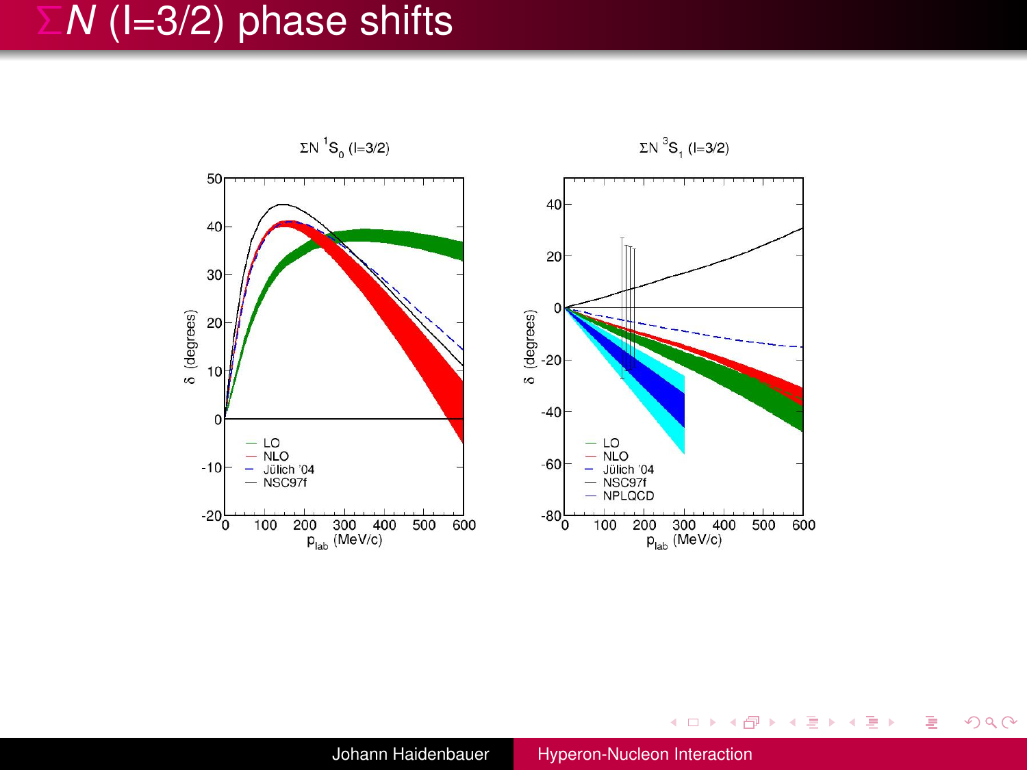# $\Sigma N$ (I=3/2) phase shifts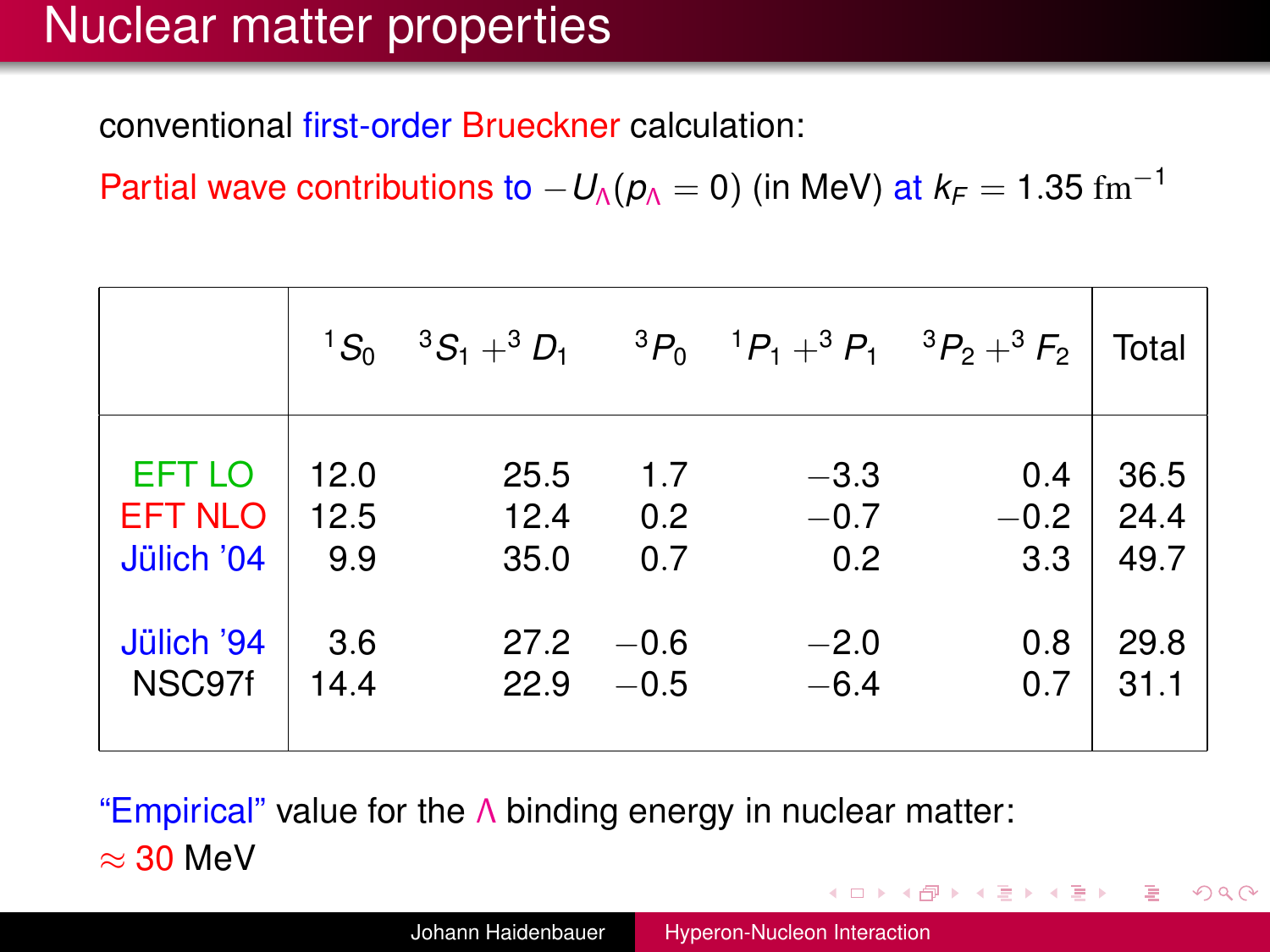# Nuclear matter properties

conventional first-order Brueckner calculation:

Partial wave contributions to $-U_\Lambda(p_\Lambda = 0)$ (in MeV) at $k_F = 1.35\ \mathrm{fm}^{-1}$

| | $^1S_0$ | $^3S_1 + ^3D_1$ | $^3P_0$ | $^1P_1 + ^3P_1$ | $^3P_2 + ^3F_2$ | Total |
|---|---|---|---|---|---|---|
| EFT LO | 12.0 | 25.5 | 1.7 | $-3.3$ | 0.4 | 36.5 |
| EFT NLO | 12.5 | 12.4 | 0.2 | $-0.7$ | $-0.2$ | 24.4 |
| Jülich '04 | 9.9 | 35.0 | 0.7 | 0.2 | 3.3 | 49.7 |
| Jülich '94 | 3.6 | 27.2 | $-0.6$ | $-2.0$ | 0.8 | 29.8 |
| NSC97f | 14.4 | 22.9 | $-0.5$ | $-6.4$ | 0.7 | 31.1 |

"Empirical" value for the $\Lambda$ binding energy in nuclear matter:
$\approx$ 30 MeV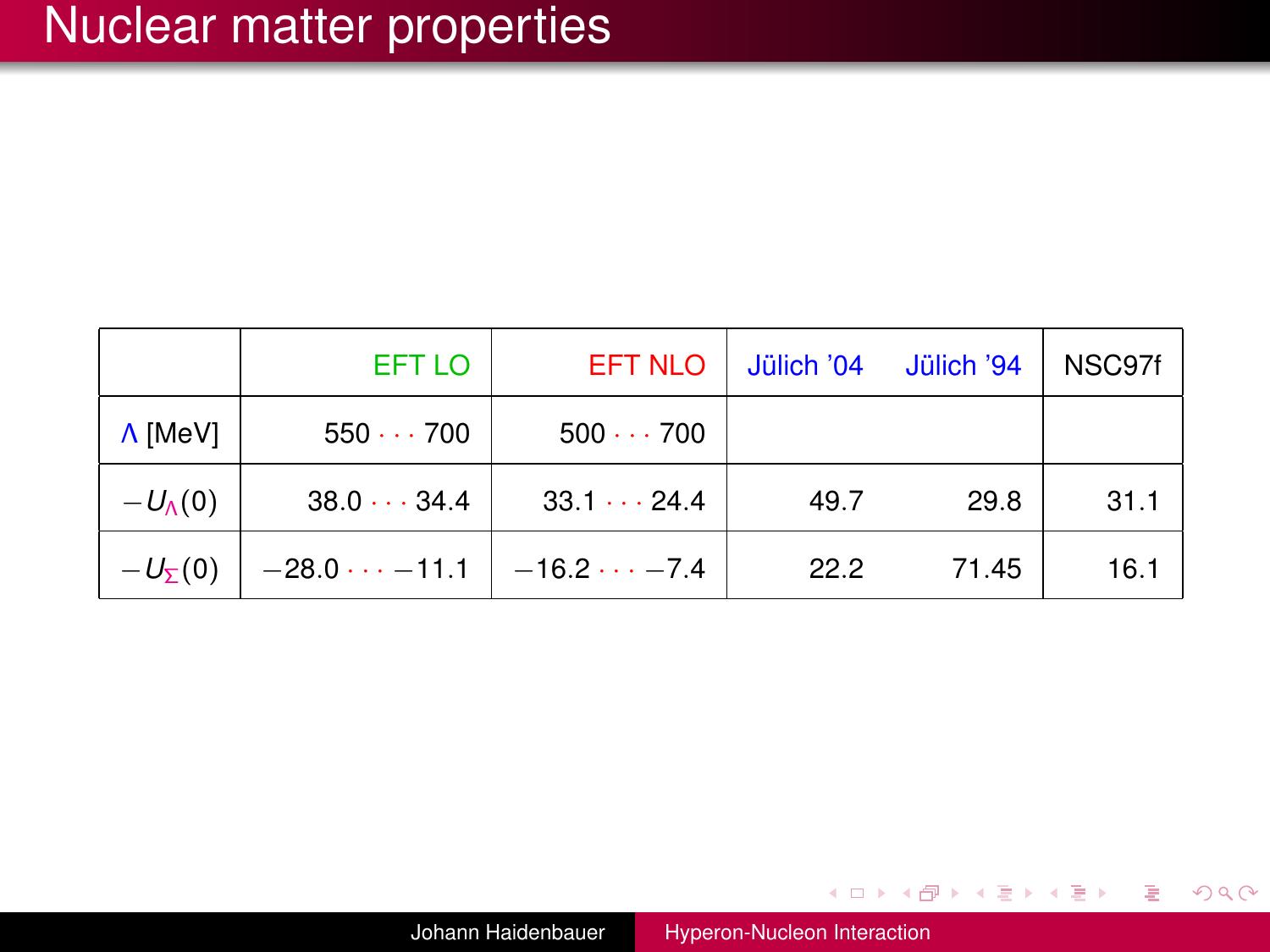# Nuclear matter properties

| | EFT LO | EFT NLO | Jülich '04 | Jülich '94 | NSC97f |
|---|---|---|---|---|---|
| $\Lambda$ [MeV] | $550 \cdots 700$ | $500 \cdots 700$ | | | |
| $-U_\Lambda(0)$ | $38.0 \cdots 34.4$ | $33.1 \cdots 24.4$ | 49.7 | 29.8 | 31.1 |
| $-U_\Sigma(0)$ | $-28.0 \cdots -11.1$ | $-16.2 \cdots -7.4$ | 22.2 | 71.45 | 16.1 |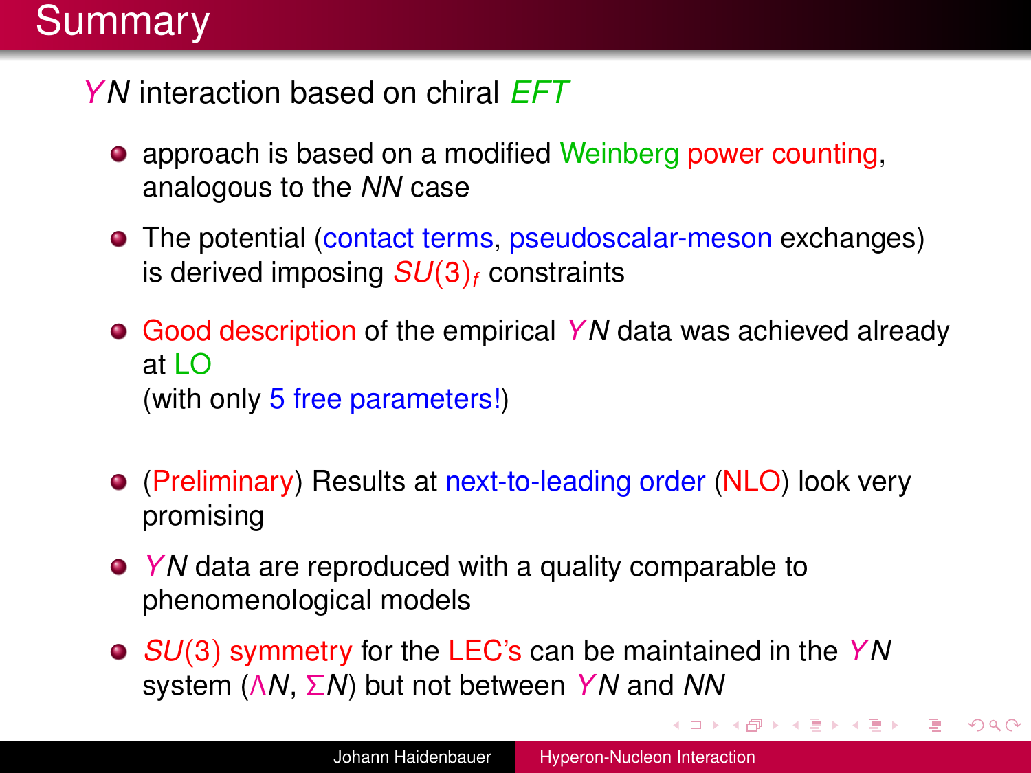# Summary

$YN$ interaction based on chiral $EFT$

- approach is based on a modified Weinberg power counting, analogous to the $NN$ case
- The potential (contact terms, pseudoscalar-meson exchanges) is derived imposing $SU(3)_f$ constraints
- Good description of the empirical $YN$ data was achieved already at LO
  (with only 5 free parameters!)
- (Preliminary) Results at next-to-leading order (NLO) look very promising
- $YN$ data are reproduced with a quality comparable to phenomenological models
- $SU(3)$ symmetry for the LEC's can be maintained in the $YN$ system ($\Lambda N$, $\Sigma N$) but not between $YN$ and $NN$